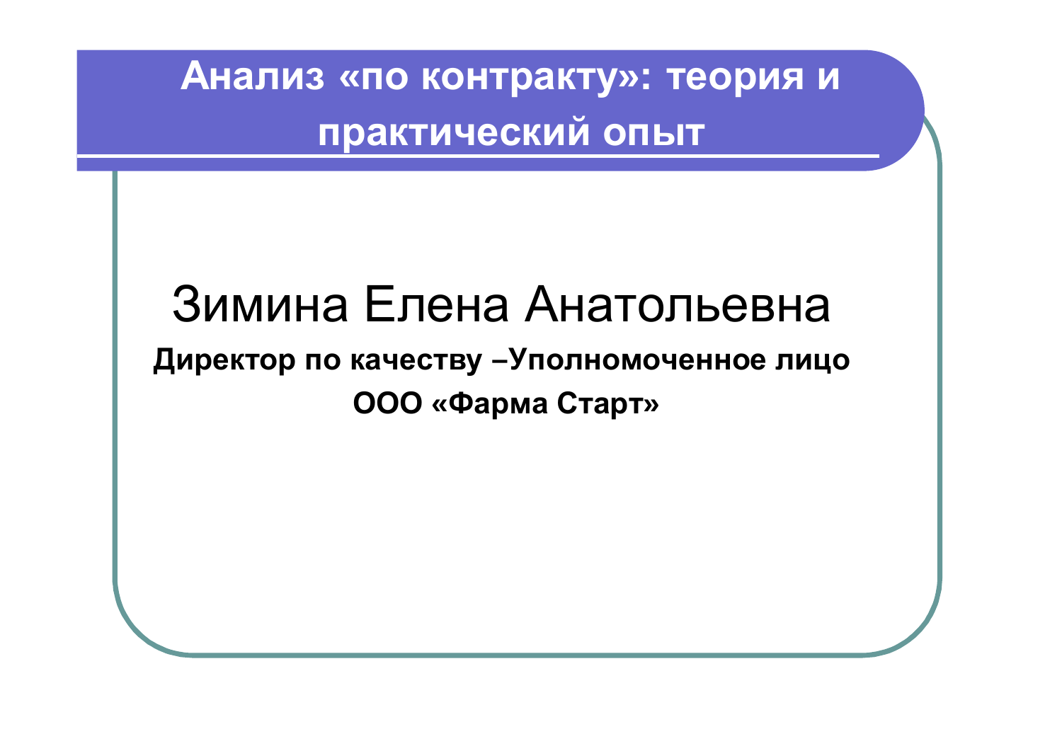# Анализ «по контракту»: теория и практический опыт

## Зимина Елена Анатольевна

**Директор по качеству –Уполномоченное лицо**

**ООО «Фарма Старт»**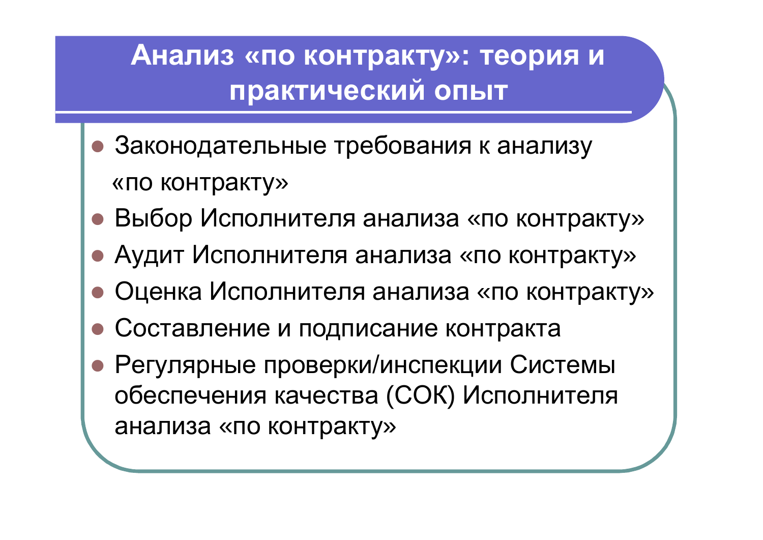# Анализ «по контракту»: теория и практический опыт

- Законодательные требования к анализу «по контракту»
- Выбор Исполнителя анализа «по контракту»
- Аудит Исполнителя анализа «по контракту»
- Оценка Исполнителя анализа «по контракту»
- Составление и подписание контракта
- Регулярные проверки/инспекции Системы обеспечения качества (СОК) Исполнителя анализа «по контракту»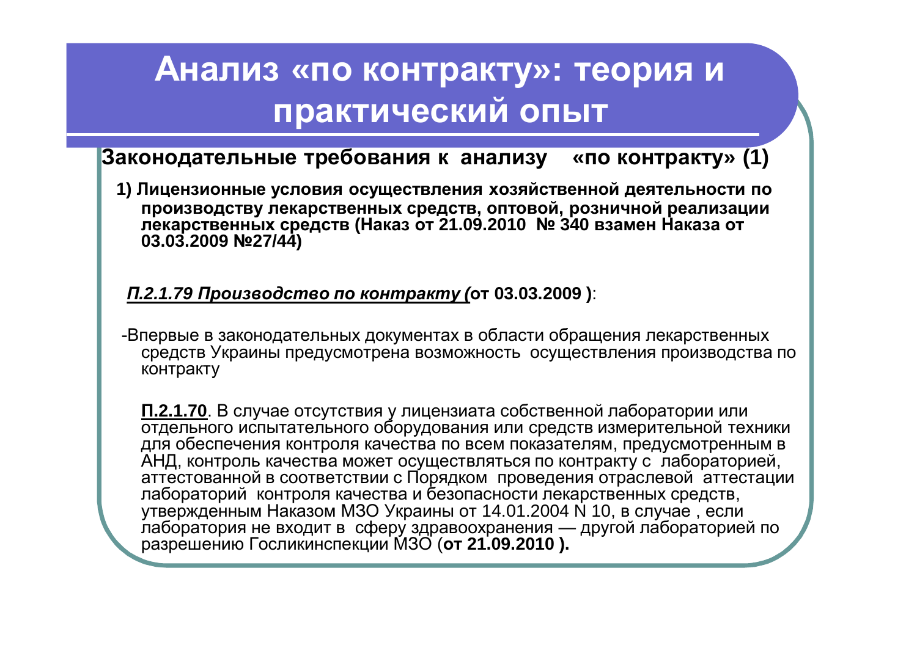# Анализ «по контракту»: теория и практический опыт

## Законодательные требования к анализу «по контракту» (1)

**1) Лицензионные условия осуществления хозяйственной деятельности по производству лекарственных средств, оптовой, розничной реализации лекарственных средств (Наказ от 21.09.2010 № 340 взамен Наказа от 03.03.2009 №27/44)**

***П.2.1.79 Производство по контракту (*** **от 03.03.2009 )**:

-Впервые в законодательных документах в области обращения лекарственных средств Украины предусмотрена возможность осуществления производства по контракту

**П.2.1.70**. В случае отсутствия у лицензиата собственной лаборатории или отдельного испытательного оборудования или средств измерительной техники для обеспечения контроля качества по всем показателям, предусмотренным в АНД, контроль качества может осуществляться по контракту с лабораторией, аттестованной в соответствии с Порядком проведения отраслевой аттестации лабораторий контроля качества и безопасности лекарственных средств, утвержденным Наказом МЗО Украины от 14.01.2004 N 10, в случае , если лаборатория не входит в сферу здравоохранения — другой лабораторией по разрешению Госликинспекции МЗО (**от 21.09.2010 ).**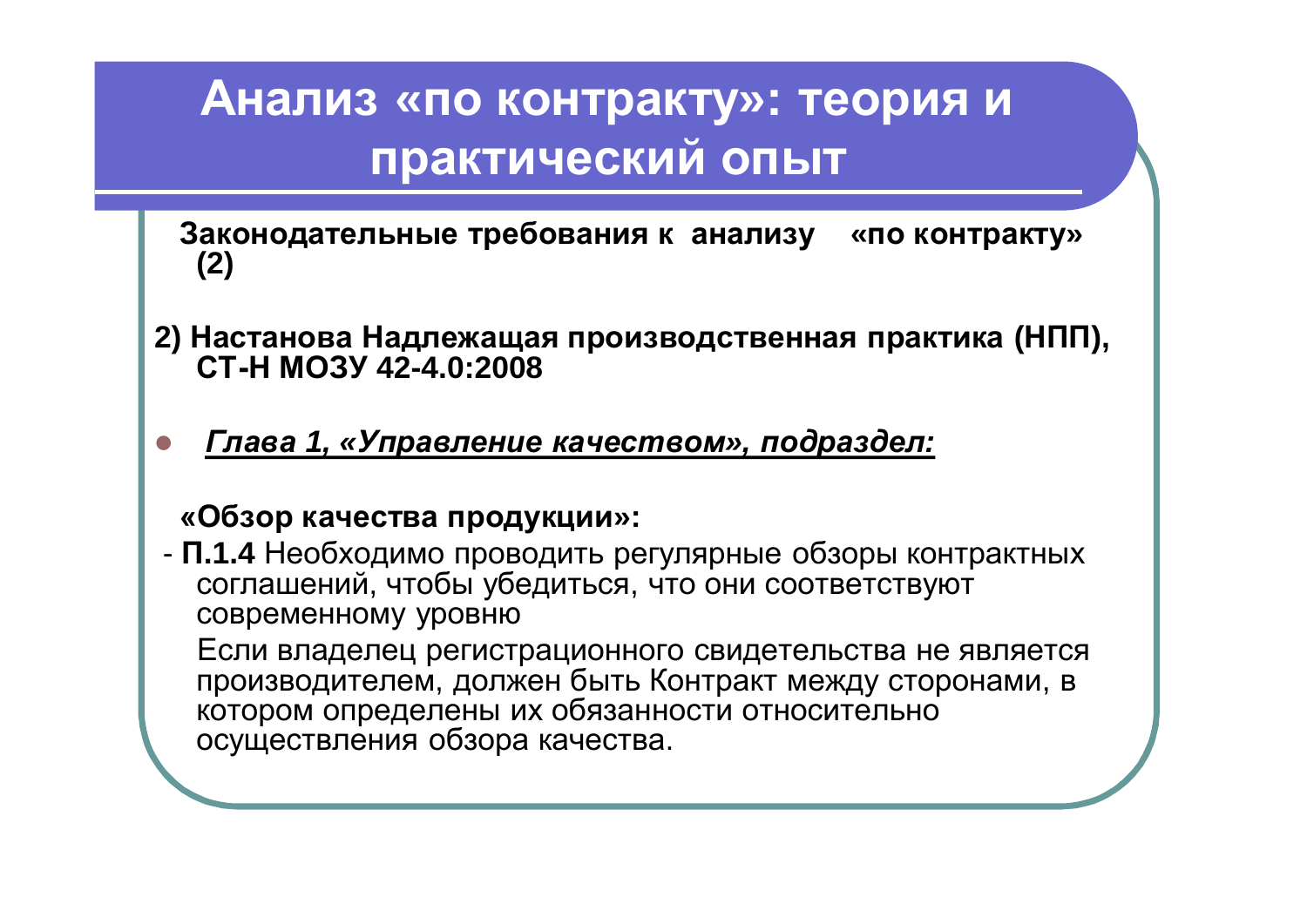# Анализ «по контракту»: теория и практический опыт

**Законодательные требования к анализу «по контракту» (2)**

**2) Настанова Надлежащая производственная практика (НПП), СТ-Н МОЗУ 42-4.0:2008**

- ***Глава 1, «Управление качеством», подраздел:***

**«Обзор качества продукции»:**

- **П.1.4** Необходимо проводить регулярные обзоры контрактных соглашений, чтобы убедиться, что они соответствуют современному уровню

  Если владелец регистрационного свидетельства не является производителем, должен быть Контракт между сторонами, в котором определены их обязанности относительно осуществления обзора качества.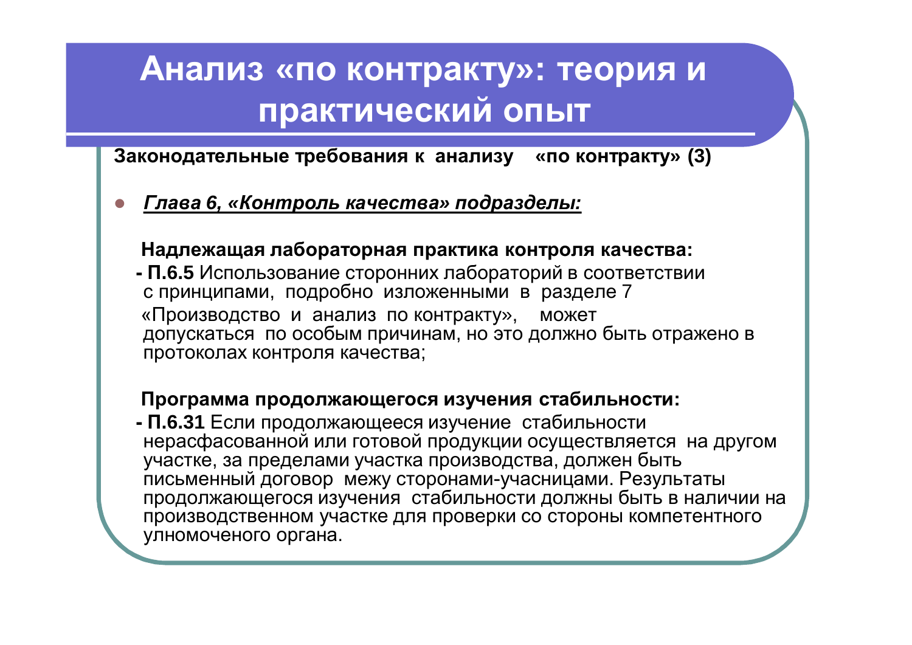# Анализ «по контракту»: теория и практический опыт

**Законодательные требования к анализу «по контракту» (3)**

- ***Глава 6, «Контроль качества» подразделы:***

**Надлежащая лабораторная практика контроля качества:**

**- П.6.5** Использование сторонних лабораторий в соответствии с принципами, подробно изложенными в разделе 7 «Производство и анализ по контракту», может допускаться по особым причинам, но это должно быть отражено в протоколах контроля качества;

**Программа продолжающегося изучения стабильности:**

**- П.6.31** Если продолжающееся изучение стабильности нерасфасованной или готовой продукции осуществляется на другом участке, за пределами участка производства, должен быть письменный договор межу сторонами-учасницами. Результаты продолжающегося изучения стабильности должны быть в наличии на производственном участке для проверки со стороны компетентного улномоченого органа.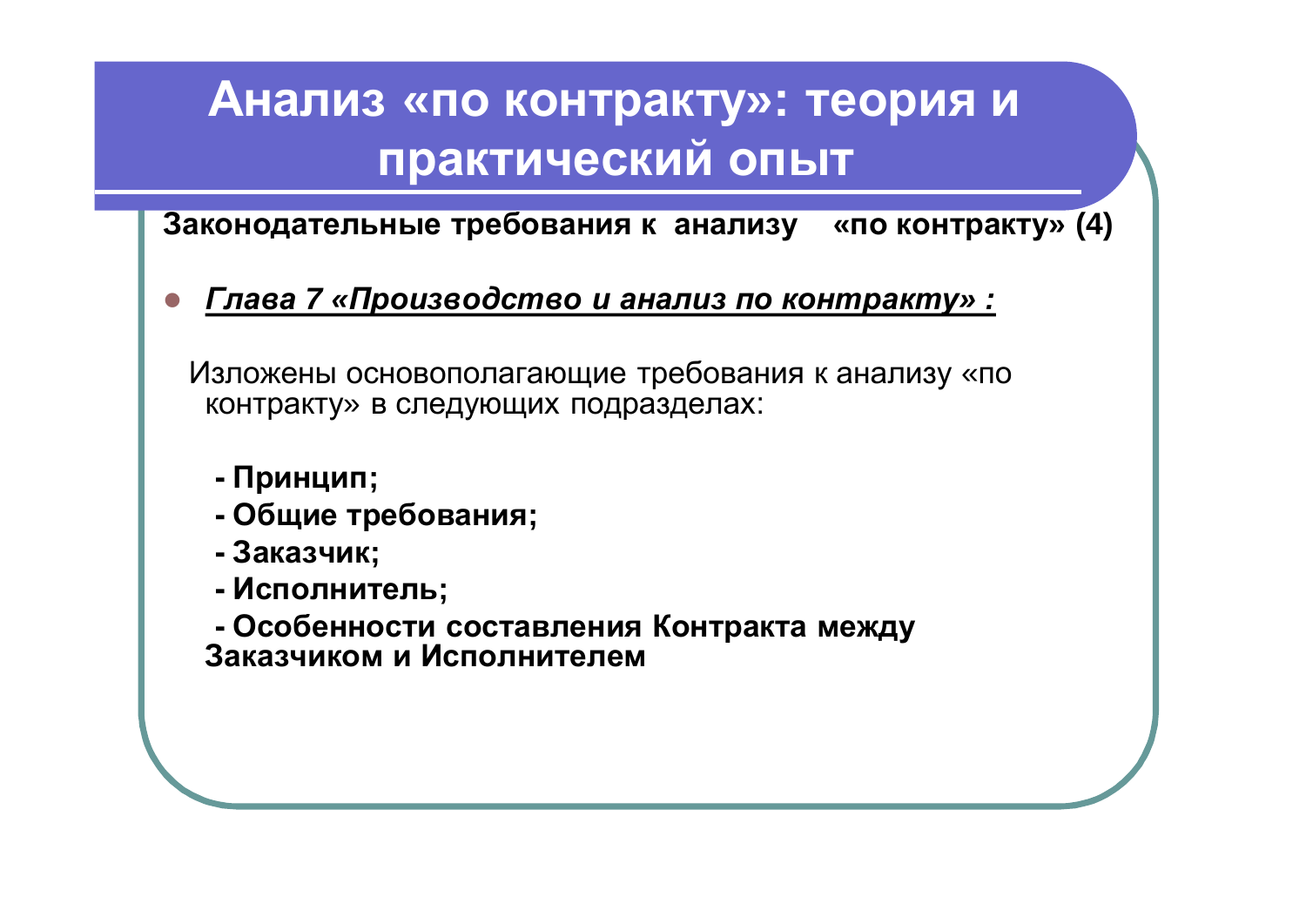# Анализ «по контракту»: теория и практический опыт

**Законодательные требования к анализу «по контракту» (4)**

- ***Глава 7 «Производство и анализ по контракту» :***

Изложены основополагающие требования к анализу «по контракту» в следующих подразделах:

**- Принцип;**
**- Общие требования;**
**- Заказчик;**
**- Исполнитель;**
**- Особенности составления Контракта между Заказчиком и Исполнителем**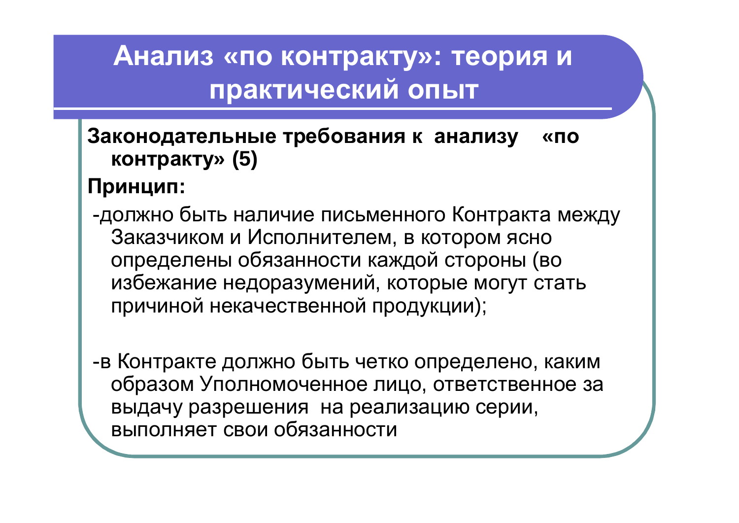# Анализ «по контракту»: теория и практический опыт

**Законодательные требования к анализу «по контракту» (5)**

**Принцип:**

-должно быть наличие письменного Контракта между Заказчиком и Исполнителем, в котором ясно определены обязанности каждой стороны (во избежание недоразумений, которые могут стать причиной некачественной продукции);

-в Контракте должно быть четко определено, каким образом Уполномоченное лицо, ответственное за выдачу разрешения на реализацию серии, выполняет свои обязанности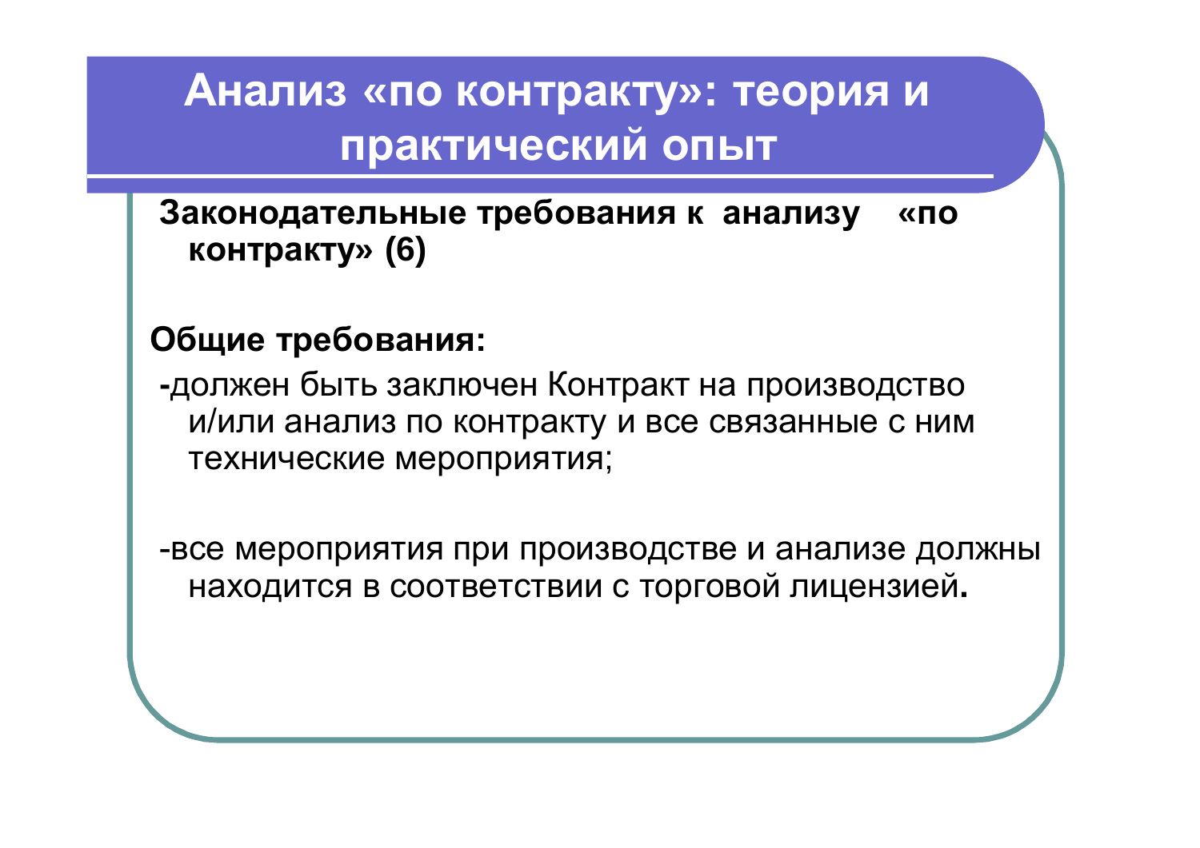# Анализ «по контракту»: теория и практический опыт

**Законодательные требования к анализу «по контракту» (6)**

**Общие требования:**

-должен быть заключен Контракт на производство и/или анализ по контракту и все связанные с ним технические мероприятия;

-все мероприятия при производстве и анализе должны находится в соответствии с торговой лицензией.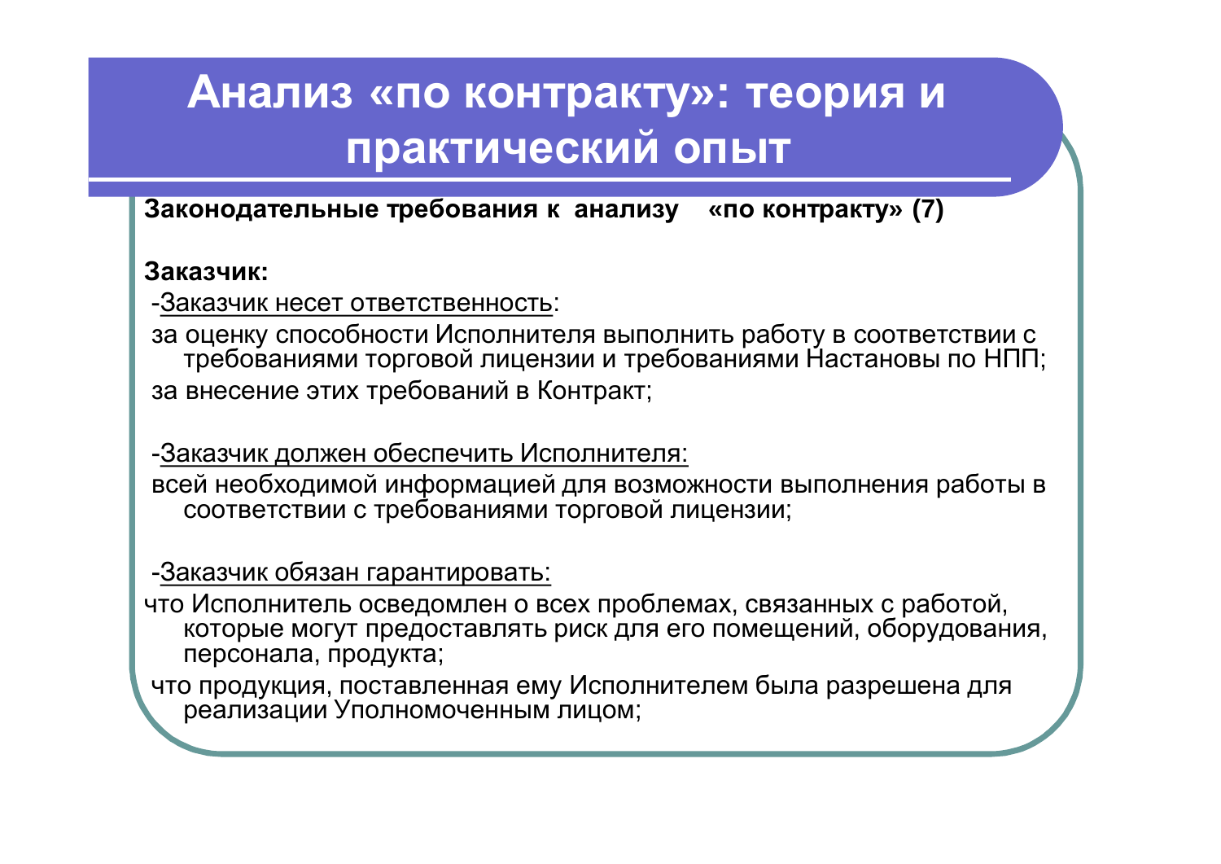# Анализ «по контракту»: теория и практический опыт

**Законодательные требования к анализу «по контракту» (7)**

**Заказчик:**

-Заказчик несет ответственность:

за оценку способности Исполнителя выполнить работу в соответствии с требованиями торговой лицензии и требованиями Настановы по НПП;

за внесение этих требований в Контракт;

-Заказчик должен обеспечить Исполнителя:

всей необходимой информацией для возможности выполнения работы в соответствии с требованиями торговой лицензии;

-Заказчик обязан гарантировать:

что Исполнитель осведомлен о всех проблемах, связанных с работой, которые могут предоставлять риск для его помещений, оборудования, персонала, продукта;

что продукция, поставленная ему Исполнителем была разрешена для реализации Уполномоченным лицом;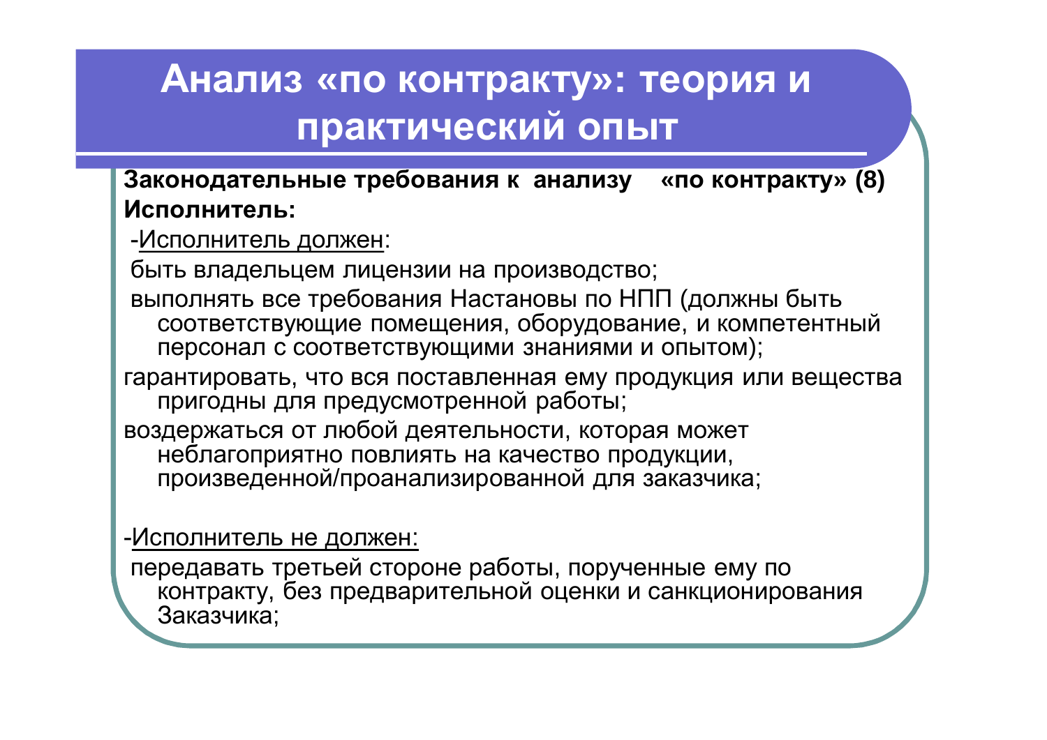# Анализ «по контракту»: теория и практический опыт

**Законодательные требования к анализу «по контракту» (8)**

**Исполнитель:**

-Исполнитель должен:

быть владельцем лицензии на производство;

выполнять все требования Настановы по НПП (должны быть соответствующие помещения, оборудование, и компетентный персонал с соответствующими знаниями и опытом);

гарантировать, что вся поставленная ему продукция или вещества пригодны для предусмотренной работы;

воздержаться от любой деятельности, которая может неблагоприятно повлиять на качество продукции, произведенной/проанализированной для заказчика;

-Исполнитель не должен:

передавать третьей стороне работы, порученные ему по контракту, без предварительной оценки и санкционирования Заказчика;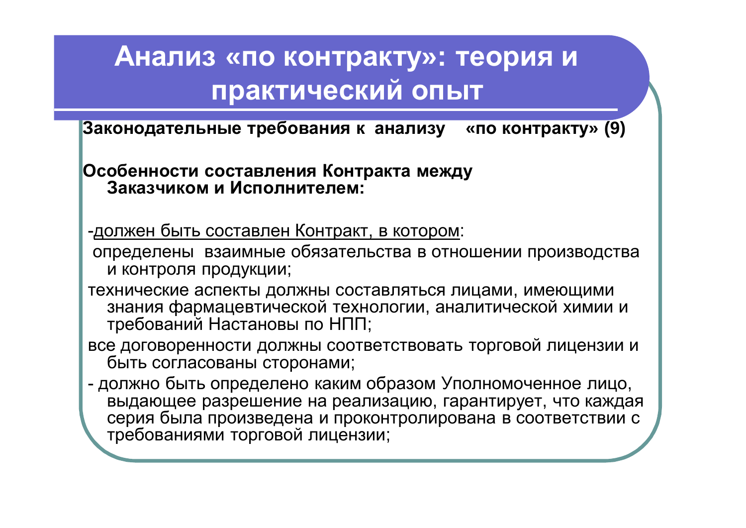# Анализ «по контракту»: теория и практический опыт

**Законодательные требования к анализу «по контракту» (9)**

**Особенности составления Контракта между Заказчиком и Исполнителем:**

-должен быть составлен Контракт, в котором:

определены взаимные обязательства в отношении производства и контроля продукции;

технические аспекты должны составляться лицами, имеющими знания фармацевтической технологии, аналитической химии и требований Настановы по НПП;

все договоренности должны соответствовать торговой лицензии и быть согласованы сторонами;

- должно быть определено каким образом Уполномоченное лицо, выдающее разрешение на реализацию, гарантирует, что каждая серия была произведена и проконтролирована в соответствии с требованиями торговой лицензии;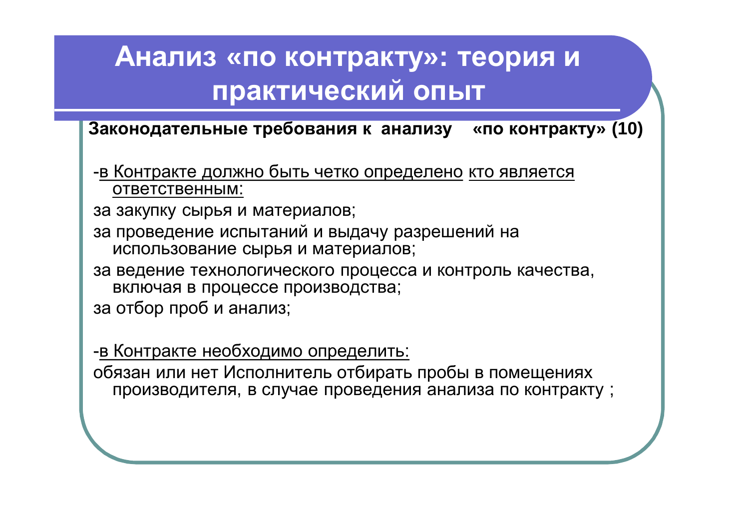# Анализ «по контракту»: теория и практический опыт

**Законодательные требования к анализу «по контракту» (10)**

-в Контракте должно быть четко определено кто является ответственным:

за закупку сырья и материалов;

за проведение испытаний и выдачу разрешений на использование сырья и материалов;

за ведение технологического процесса и контроль качества, включая в процессе производства;

за отбор проб и анализ;

-в Контракте необходимо определить:

обязан или нет Исполнитель отбирать пробы в помещениях производителя, в случае проведения анализа по контракту ;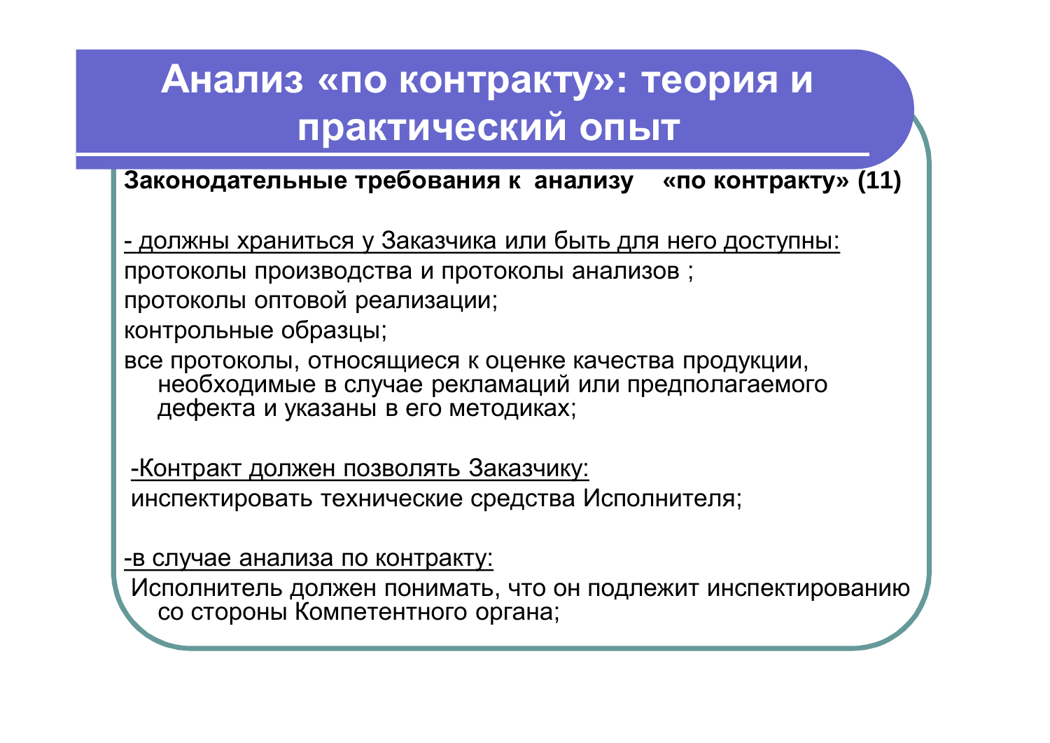# Анализ «по контракту»: теория и практический опыт

**Законодательные требования к анализу «по контракту» (11)**

<u>- должны храниться у Заказчика или быть для него доступны:</u>

протоколы производства и протоколы анализов ;

протоколы оптовой реализации;

контрольные образцы;

все протоколы, относящиеся к оценке качества продукции, необходимые в случае рекламаций или предполагаемого дефекта и указаны в его методиках;

<u>-Контракт должен позволять Заказчику:</u>

инспектировать технические средства Исполнителя;

<u>-в случае анализа по контракту:</u>

Исполнитель должен понимать, что он подлежит инспектированию со стороны Компетентного органа;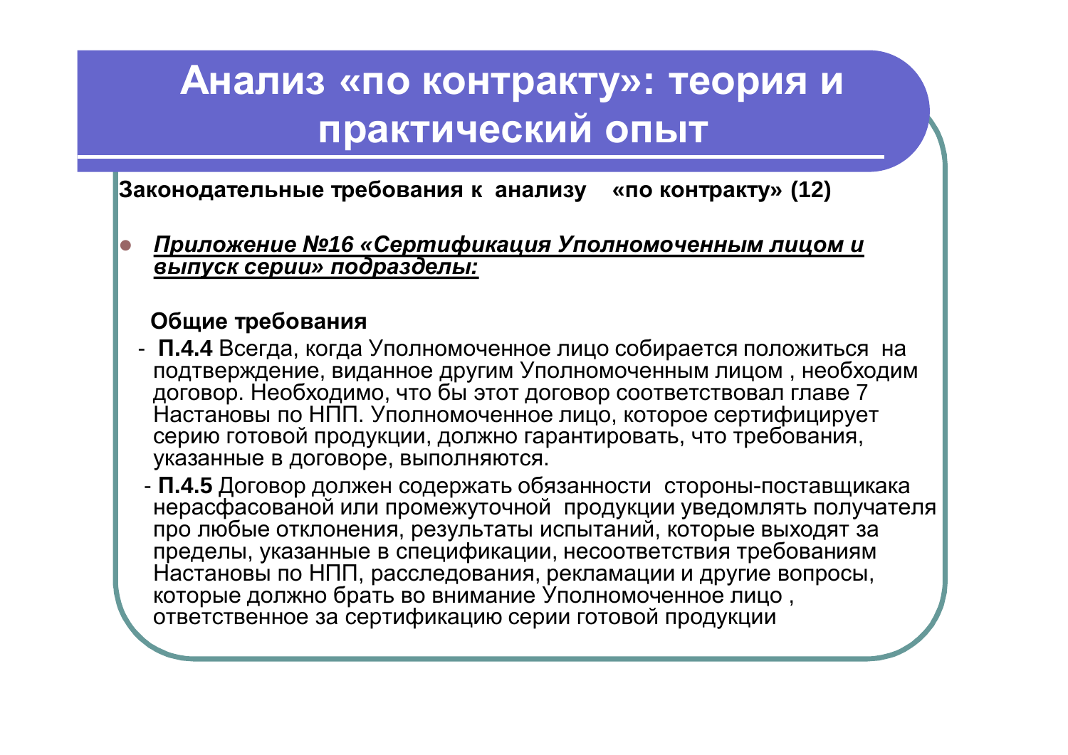# Анализ «по контракту»: теория и практический опыт

**Законодательные требования к анализу «по контракту» (12)**

- ***<u>Приложение №16 «Сертификация Уполномоченным лицом и выпуск серии» подразделы:</u>***

**Общие требования**

- **П.4.4** Всегда, когда Уполномоченное лицо собирается положиться на подтверждение, виданное другим Уполномоченным лицом , необходим договор. Необходимо, что бы этот договор соответствовал главе 7 Настановы по НПП. Уполномоченное лицо, которое сертифицирует серию готовой продукции, должно гарантировать, что требования, указанные в договоре, выполняются.
- **П.4.5** Договор должен содержать обязанности стороны-поставщикака нерасфасованой или промежуточной продукции уведомлять получателя про любые отклонения, результаты испытаний, которые выходят за пределы, указанные в спецификации, несоответствия требованиям Настановы по НПП, расследования, рекламации и другие вопросы, которые должно брать во внимание Уполномоченное лицо , ответственное за сертификацию серии готовой продукции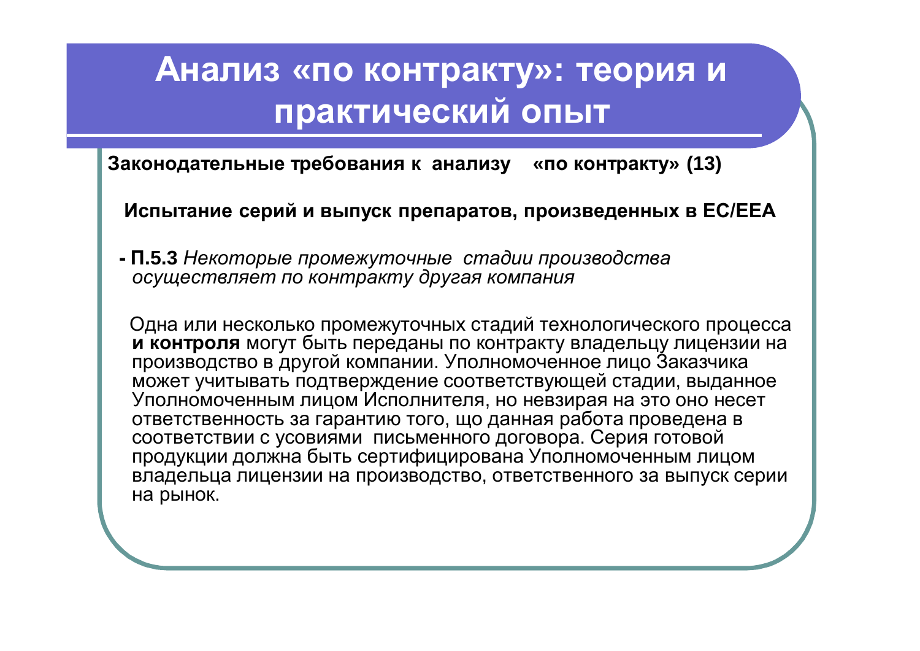# Анализ «по контракту»: теория и практический опыт

**Законодательные требования к анализу «по контракту» (13)**

**Испытание серий и выпуск препаратов, произведенных в ЕС/ЕЕА**

- **П.5.3** *Некоторые промежуточные стадии производства осуществляет по контракту другая компания*

Одна или несколько промежуточных стадий технологического процесса **и контроля** могут быть переданы по контракту владельцу лицензии на производство в другой компании. Уполномоченное лицо Заказчика может учитывать подтверждение соответствующей стадии, выданное Уполномоченным лицом Исполнителя, но невзирая на это оно несет ответственность за гарантию того, що данная работа проведена в соответствии с усовиями письменного договора. Серия готовой продукции должна быть сертифицирована Уполномоченным лицом владельца лицензии на производство, ответственного за выпуск серии на рынок.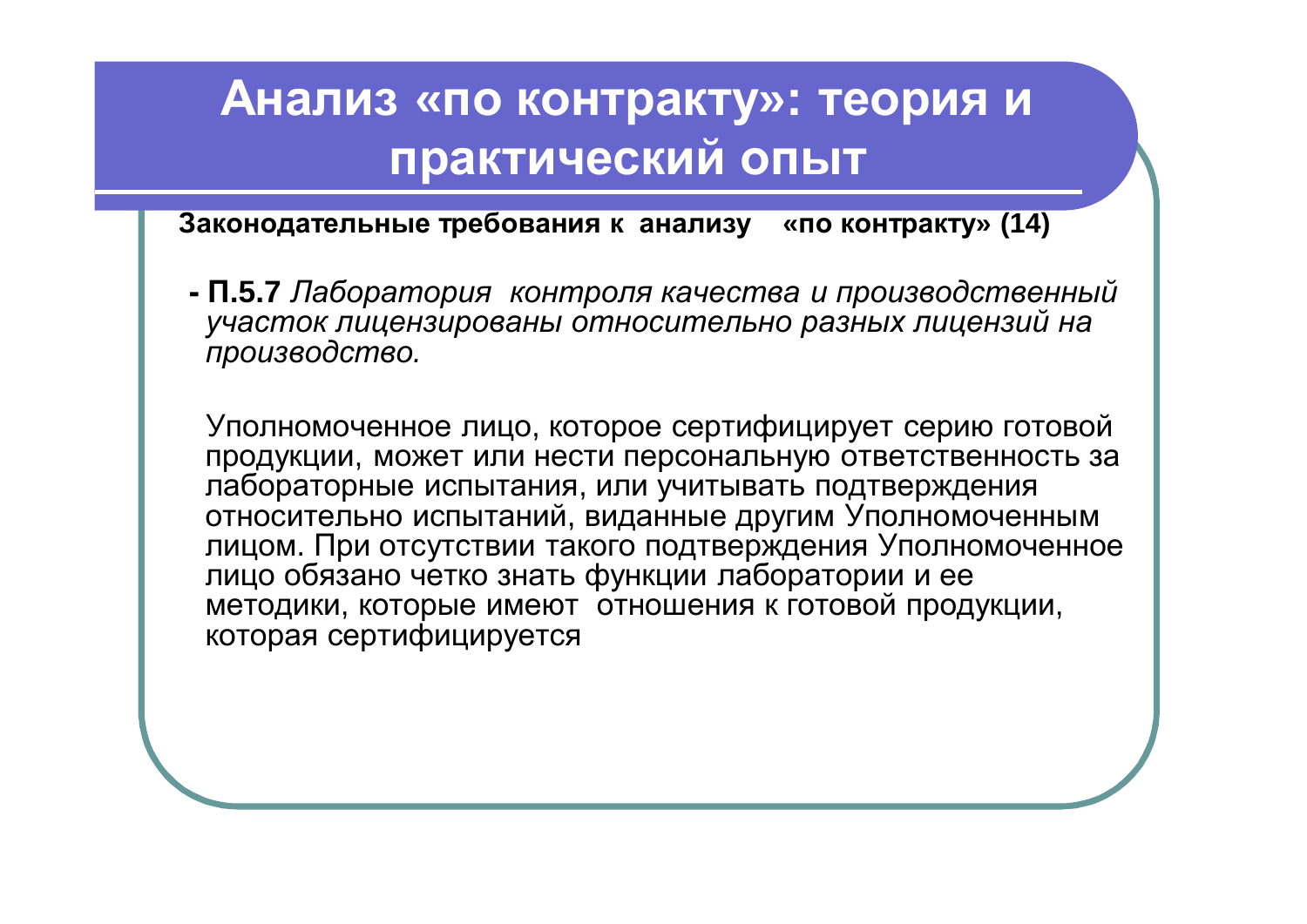# Анализ «по контракту»: теория и практический опыт

**Законодательные требования к анализу «по контракту» (14)**

- **П.5.7** *Лаборатория контроля качества и производственный участок лицензированы относительно разных лицензий на производство.*

Уполномоченное лицо, которое сертифицирует серию готовой продукции, может или нести персональную ответственность за лабораторные испытания, или учитывать подтверждения относительно испытаний, виданные другим Уполномоченным лицом. При отсутствии такого подтверждения Уполномоченное лицо обязано четко знать функции лаборатории и ее методики, которые имеют отношения к готовой продукции, которая сертифицируется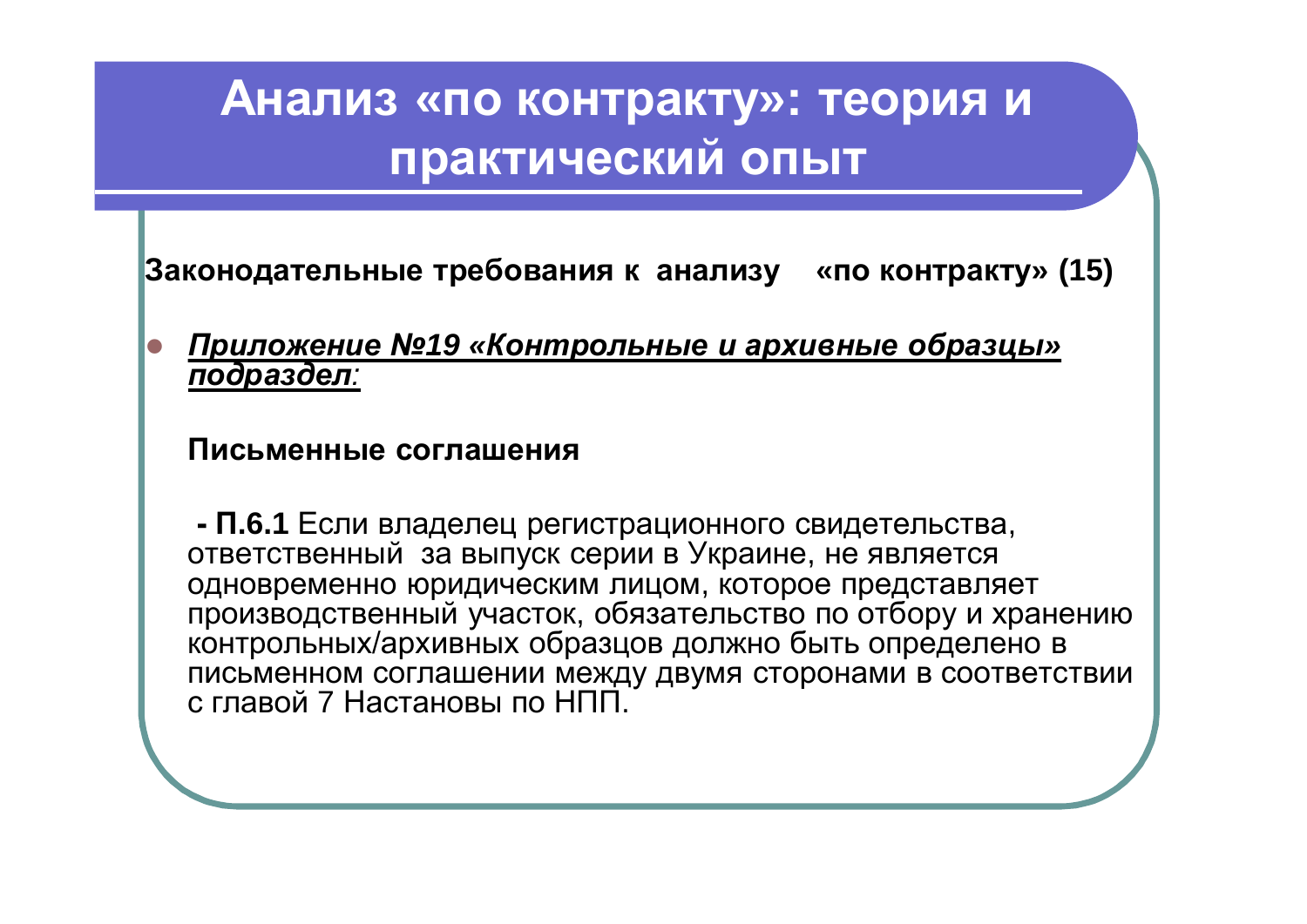# Анализ «по контракту»: теория и практический опыт

**Законодательные требования к анализу «по контракту» (15)**

- ***Приложение №19 «Контрольные и архивные образцы» подраздел:***

**Письменные соглашения**

**- П.6.1** Если владелец регистрационного свидетельства, ответственный за выпуск серии в Украине, не является одновременно юридическим лицом, которое представляет производственный участок, обязательство по отбору и хранению контрольных/архивных образцов должно быть определено в письменном соглашении между двумя сторонами в соответствии с главой 7 Настановы по НПП.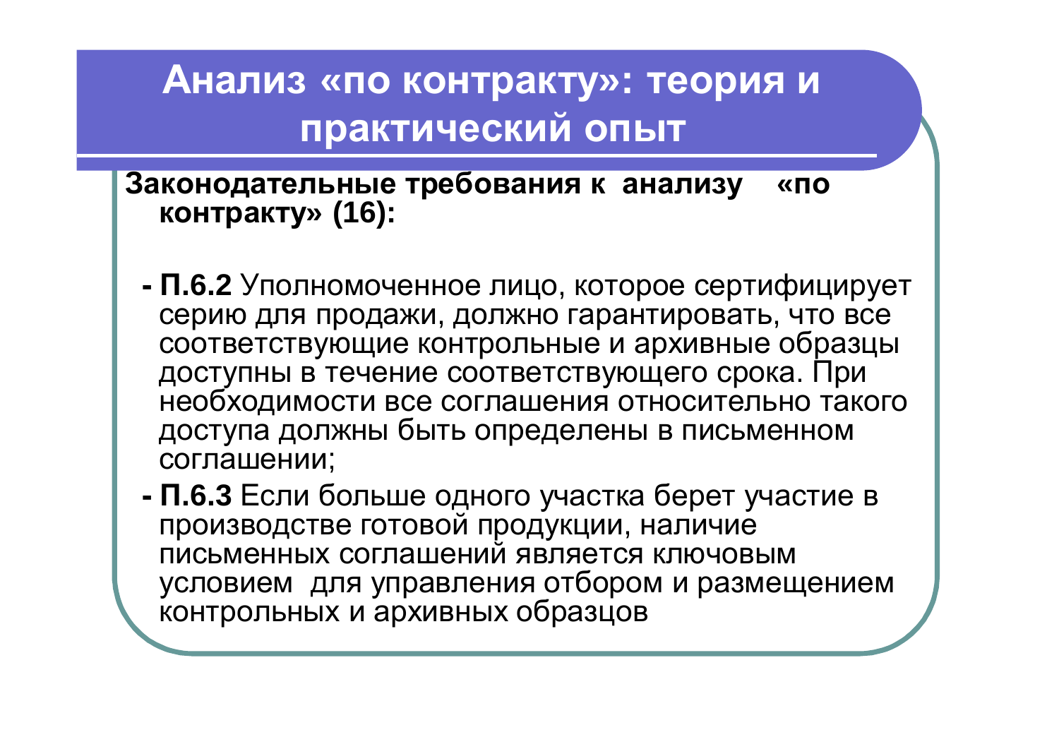# Анализ «по контракту»: теория и практический опыт

**Законодательные требования к анализу «по контракту» (16):**

- **П.6.2** Уполномоченное лицо, которое сертифицирует серию для продажи, должно гарантировать, что все соответствующие контрольные и архивные образцы доступны в течение соответствующего срока. При необходимости все соглашения относительно такого доступа должны быть определены в письменном соглашении;
- **П.6.3** Если больше одного участка берет участие в производстве готовой продукции, наличие письменных соглашений является ключовым условием для управления отбором и размещением контрольных и архивных образцов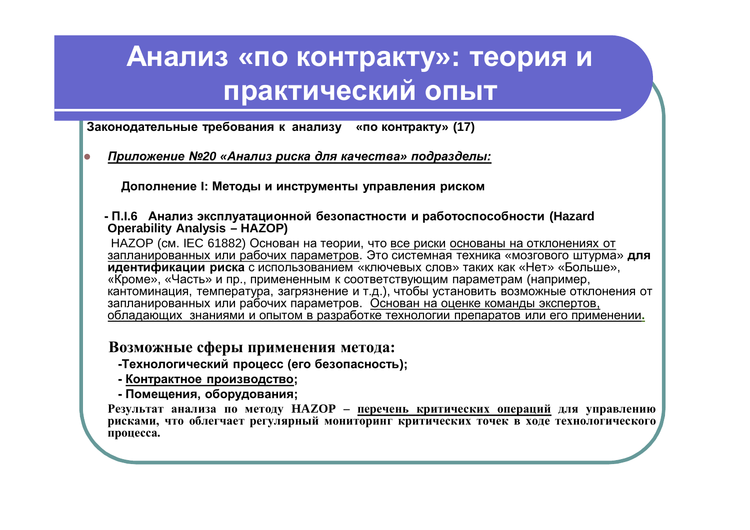# Анализ «по контракту»: теория и практический опыт

**Законодательные требования к анализу «по контракту» (17)**

- ***Приложение №20 «Анализ риска для качества» подразделы:***

**Дополнение I: Методы и инструменты управления риском**

**- П.I.6 Анализ эксплуатационной безопасности и работоспособности (Hazard Operability Analysis – HAZOP)**

HAZOP (см. IEC 61882) Основан на теории, что все риски основаны на отклонениях от запланированных или рабочих параметров. Это системная техника «мозгового штурма» **для идентификации риска** с использованием «ключевых слов» таких как «Нет» «Больше», «Кроме», «Часть» и пр., примененным к соответствующим параметрам (например, кантоминация, температура, загрязнение и т.д.), чтобы установить возможные отклонения от запланированных или рабочих параметров. Основан на оценке команды экспертов, обладающих знаниями и опытом в разработке технологии препаратов или его применении.

**Возможные сферы применения метода:**

**-Технологический процесс (его безопасность);**

**- Контрактное производство;**

**- Помещения, оборудования;**

**Результат анализа по методу HAZOP – перечень критических операций для управлению рисками, что облегчает регулярный мониторинг критических точек в ходе технологического процесса.**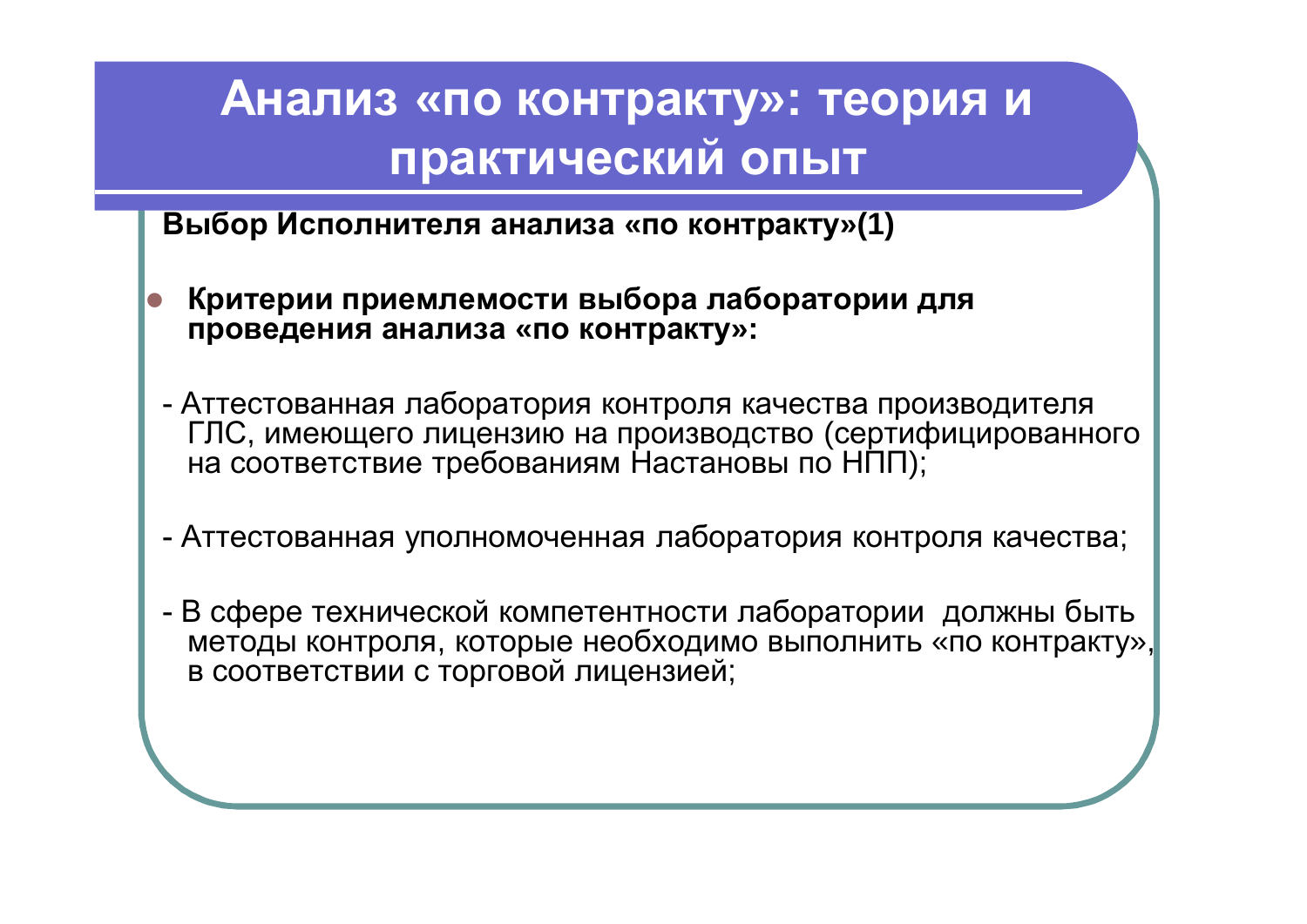# Анализ «по контракту»: теория и практический опыт

**Выбор Исполнителя анализа «по контракту»(1)**

- **Критерии приемлемости выбора лаборатории для проведения анализа «по контракту»:**

- Аттестованная лаборатория контроля качества производителя ГЛС, имеющего лицензию на производство (сертифицированного на соответствие требованиям Настановы по НПП);

- Аттестованная уполномоченная лаборатория контроля качества;

- В сфере технической компетентности лаборатории должны быть методы контроля, которые необходимо выполнить «по контракту», в соответствии с торговой лицензией;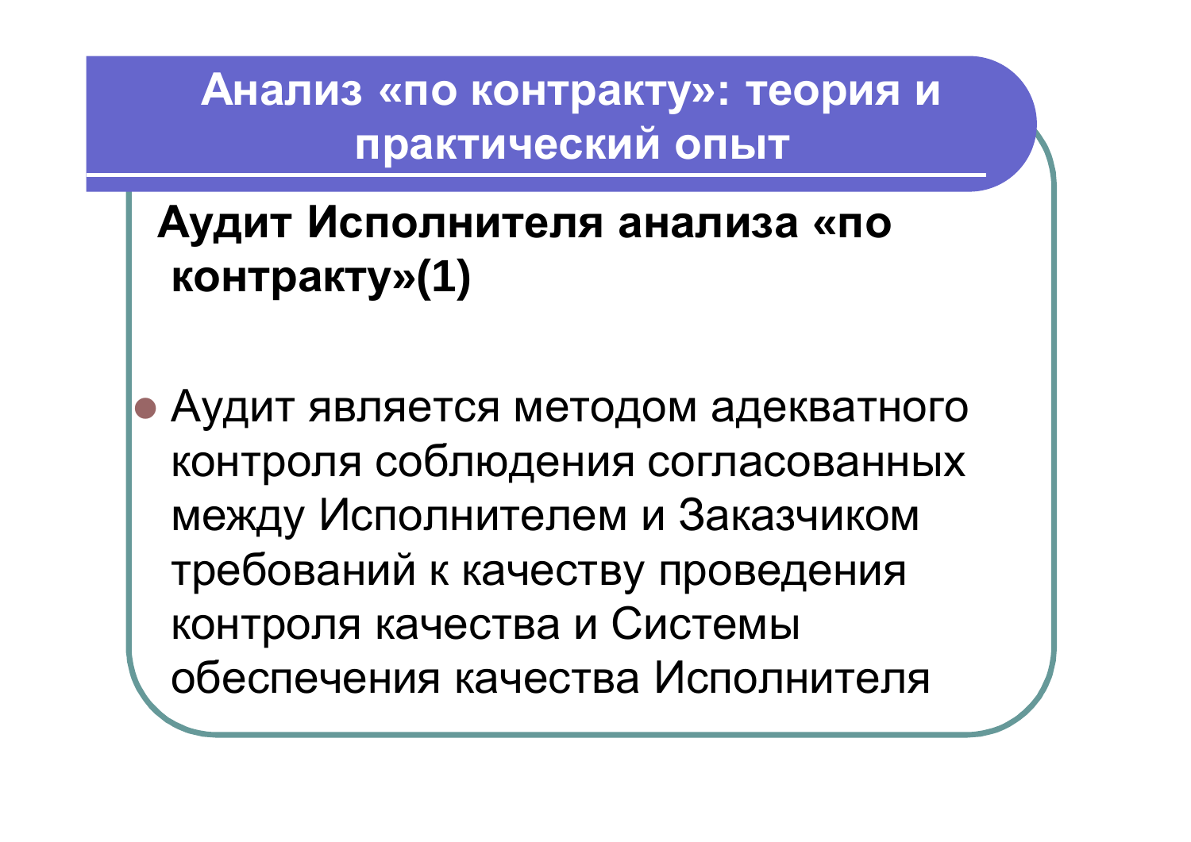# Анализ «по контракту»: теория и практический опыт

## Аудит Исполнителя анализа «по контракту»(1)

- Аудит является методом адекватного контроля соблюдения согласованных между Исполнителем и Заказчиком требований к качеству проведения контроля качества и Системы обеспечения качества Исполнителя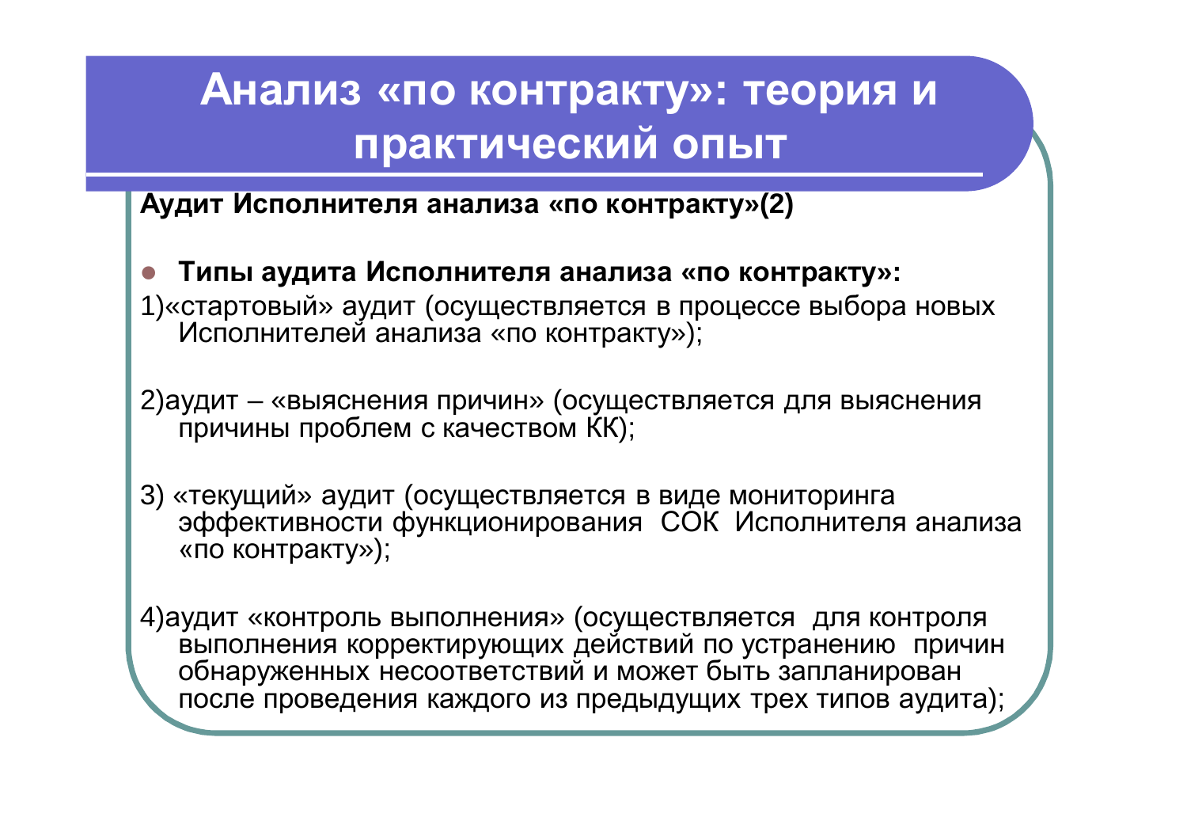# Анализ «по контракту»: теория и практический опыт

**Аудит Исполнителя анализа «по контракту»(2)**

- **Типы аудита Исполнителя анализа «по контракту»:**

1)«стартовый» аудит (осуществляется в процессе выбора новых Исполнителей анализа «по контракту»);

2)аудит – «выяснения причин» (осуществляется для выяснения причины проблем с качеством КК);

3) «текущий» аудит (осуществляется в виде мониторинга эффективности функционирования СОК Исполнителя анализа «по контракту»);

4)аудит «контроль выполнения» (осуществляется для контроля выполнения корректирующих действий по устранению причин обнаруженных несоответствий и может быть запланирован после проведения каждого из предыдущих трех типов аудита);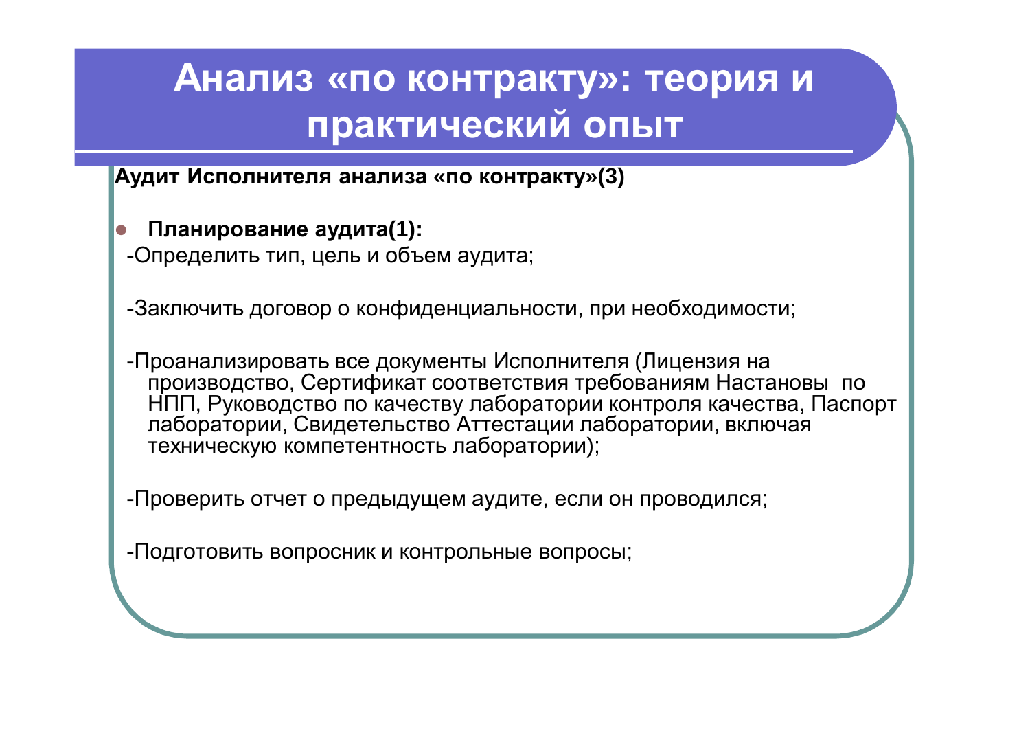# Анализ «по контракту»: теория и практический опыт

**Аудит Исполнителя анализа «по контракту»(3)**

- **Планирование аудита(1):**

-Определить тип, цель и объем аудита;

-Заключить договор о конфиденциальности, при необходимости;

-Проанализировать все документы Исполнителя (Лицензия на производство, Сертификат соответствия требованиям Настановы по НПП, Руководство по качеству лаборатории контроля качества, Паспорт лаборатории, Свидетельство Аттестации лаборатории, включая техническую компетентность лаборатории);

-Проверить отчет о предыдущем аудите, если он проводился;

-Подготовить вопросник и контрольные вопросы;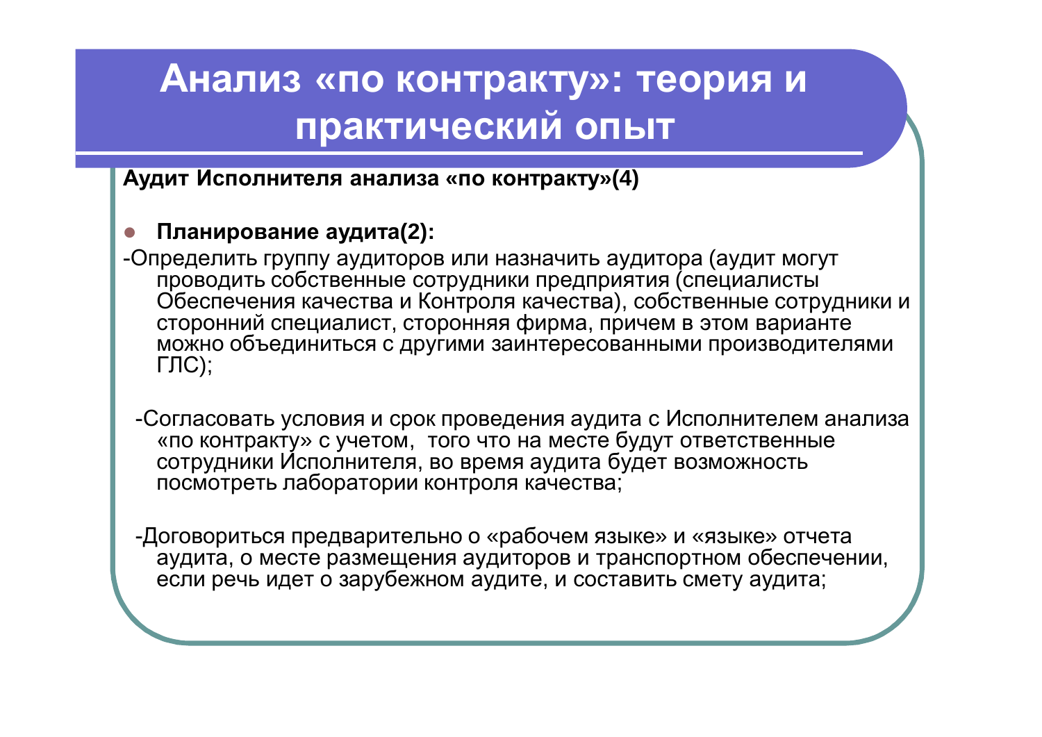# Анализ «по контракту»: теория и практический опыт

**Аудит Исполнителя анализа «по контракту»(4)**

- **Планирование аудита(2):**

-Определить группу аудиторов или назначить аудитора (аудит могут проводить собственные сотрудники предприятия (специалисты Обеспечения качества и Контроля качества), собственные сотрудники и сторонний специалист, сторонняя фирма, причем в этом варианте можно объединиться с другими заинтересованными производителями ГЛС);

-Согласовать условия и срок проведения аудита с Исполнителем анализа «по контракту» с учетом, того что на месте будут ответственные сотрудники Исполнителя, во время аудита будет возможность посмотреть лаборатории контроля качества;

-Договориться предварительно о «рабочем языке» и «языке» отчета аудита, о месте размещения аудиторов и транспортном обеспечении, если речь идет о зарубежном аудите, и составить смету аудита;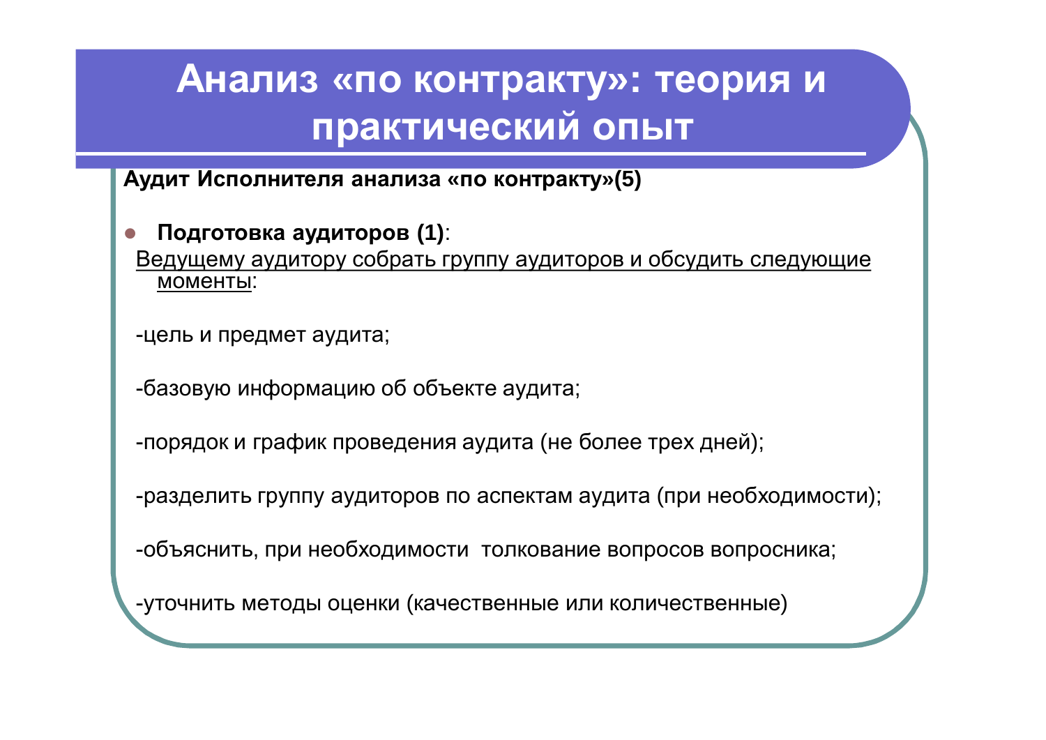# Анализ «по контракту»: теория и практический опыт

**Аудит Исполнителя анализа «по контракту»(5)**

- **Подготовка аудиторов (1)**:

<u>Ведущему аудитору собрать группу аудиторов и обсудить следующие моменты</u>:

-цель и предмет аудита;

-базовую информацию об объекте аудита;

-порядок и график проведения аудита (не более трех дней);

-разделить группу аудиторов по аспектам аудита (при необходимости);

-объяснить, при необходимости толкование вопросов вопросника;

-уточнить методы оценки (качественные или количественные)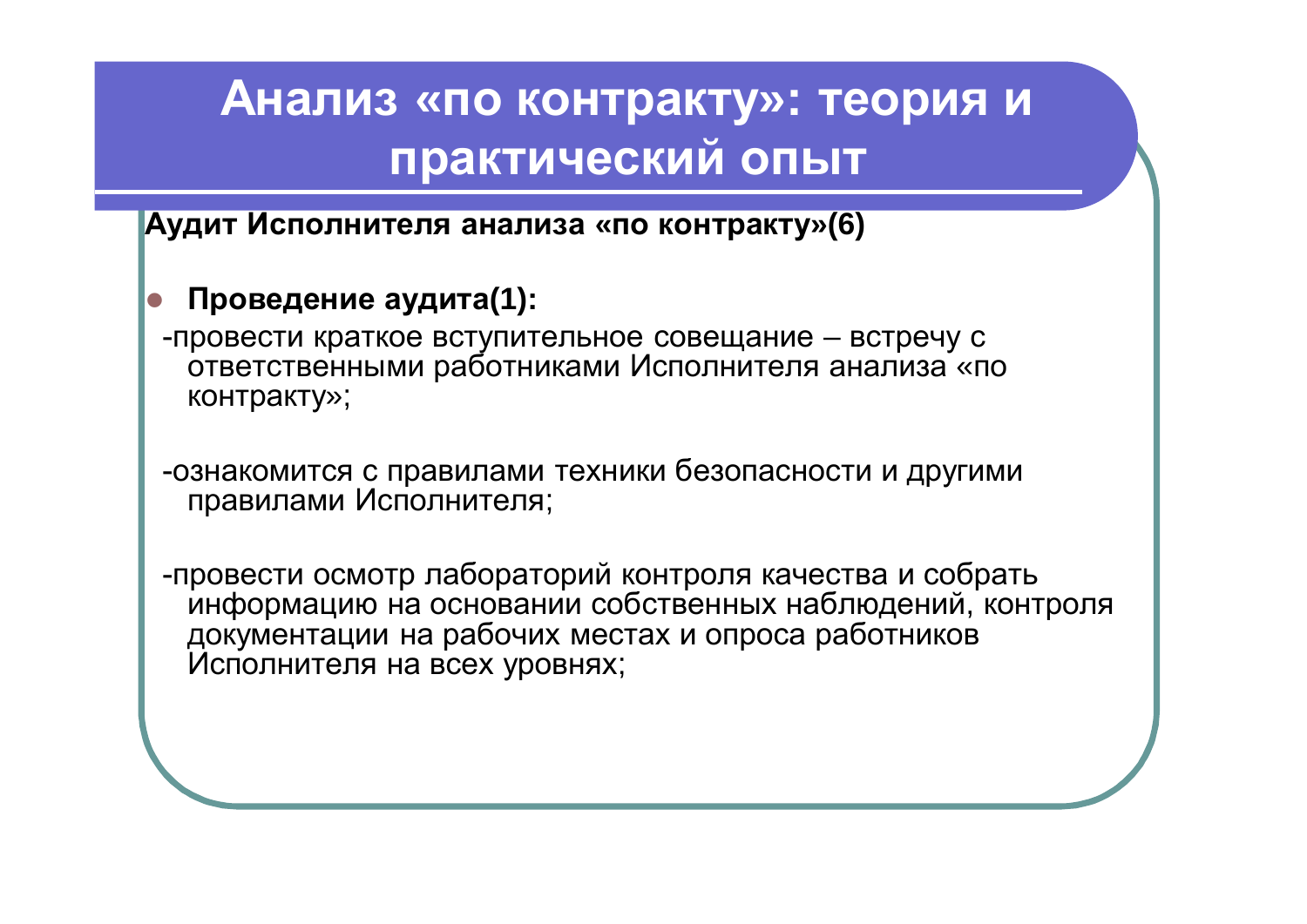# Анализ «по контракту»: теория и практический опыт

**Аудит Исполнителя анализа «по контракту»(6)**

- **Проведение аудита(1):**

-провести краткое вступительное совещание – встречу с ответственными работниками Исполнителя анализа «по контракту»;

-ознакомится с правилами техники безопасности и другими правилами Исполнителя;

-провести осмотр лабораторий контроля качества и собрать информацию на основании собственных наблюдений, контроля документации на рабочих местах и опроса работников Исполнителя на всех уровнях;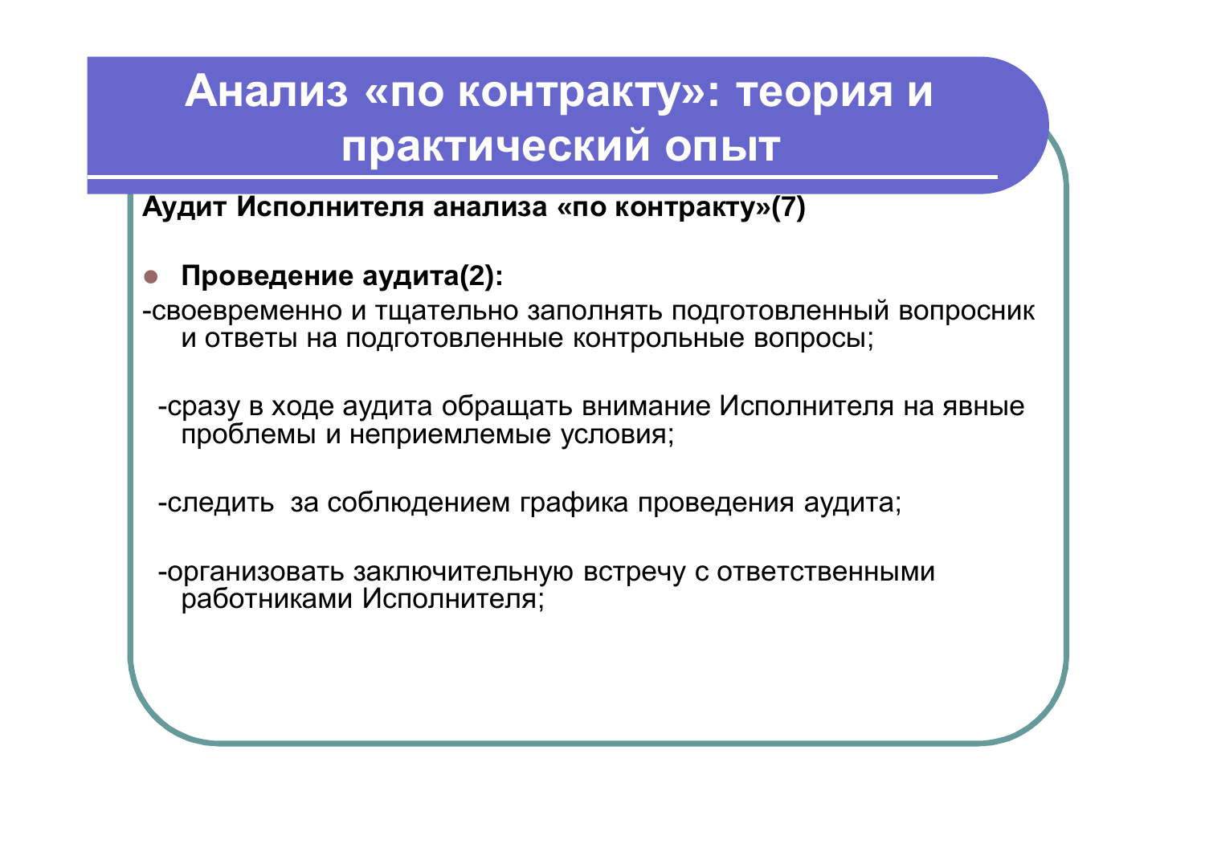# Анализ «по контракту»: теория и практический опыт

**Аудит Исполнителя анализа «по контракту»(7)**

- **Проведение аудита(2):**

-своевременно и тщательно заполнять подготовленный вопросник и ответы на подготовленные контрольные вопросы;

-сразу в ходе аудита обращать внимание Исполнителя на явные проблемы и неприемлемые условия;

-следить за соблюдением графика проведения аудита;

-организовать заключительную встречу с ответственными работниками Исполнителя;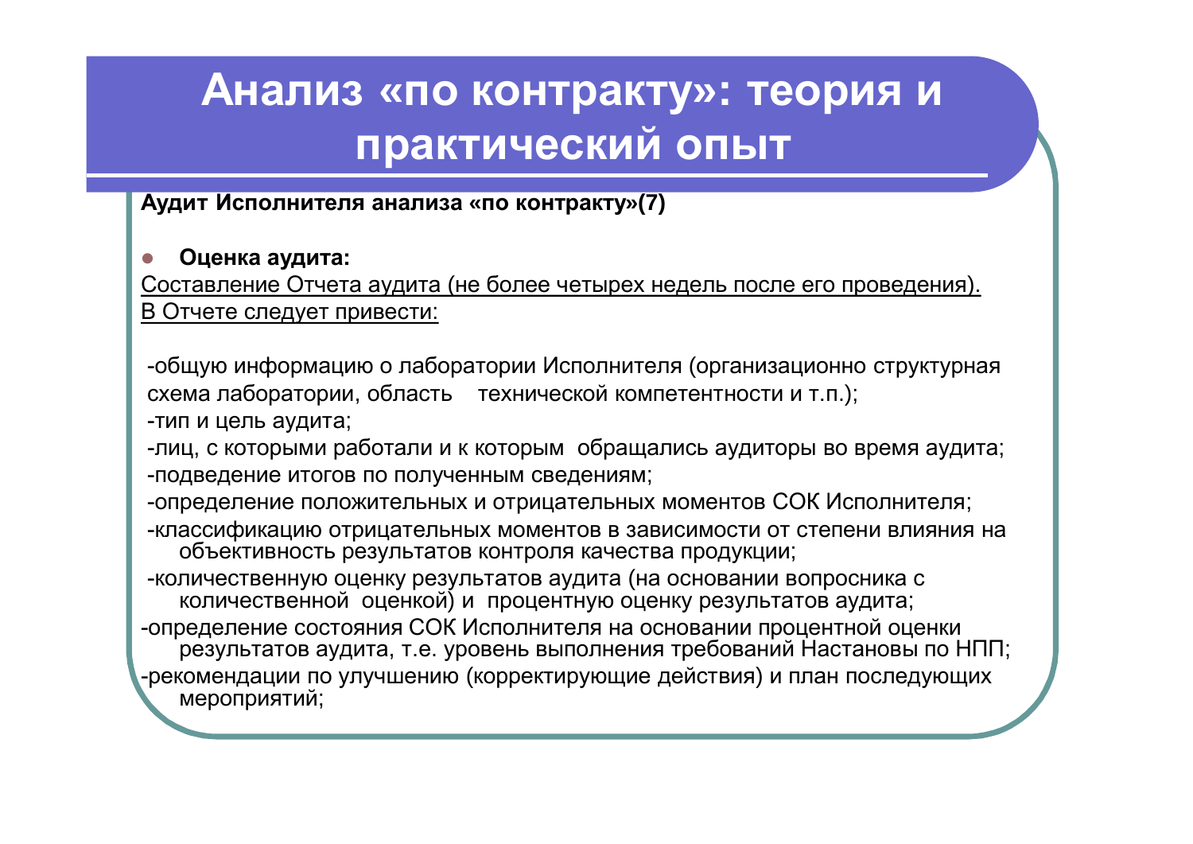# Анализ «по контракту»: теория и практический опыт

**Аудит Исполнителя анализа «по контракту»(7)**

- **Оценка аудита:**

Составление Отчета аудита (не более четырех недель после его проведения). В Отчете следует привести:

-общую информацию о лаборатории Исполнителя (организационно структурная схема лаборатории, область технической компетентности и т.п.);

-тип и цель аудита;

-лиц, с которыми работали и к которым обращались аудиторы во время аудита;

-подведение итогов по полученным сведениям;

-определение положительных и отрицательных моментов СОК Исполнителя;

-классификацию отрицательных моментов в зависимости от степени влияния на объективность результатов контроля качества продукции;

-количественную оценку результатов аудита (на основании вопросника с количественной оценкой) и процентную оценку результатов аудита;

-определение состояния СОК Исполнителя на основании процентной оценки результатов аудита, т.е. уровень выполнения требований Настановы по НПП;

-рекомендации по улучшению (корректирующие действия) и план последующих мероприятий;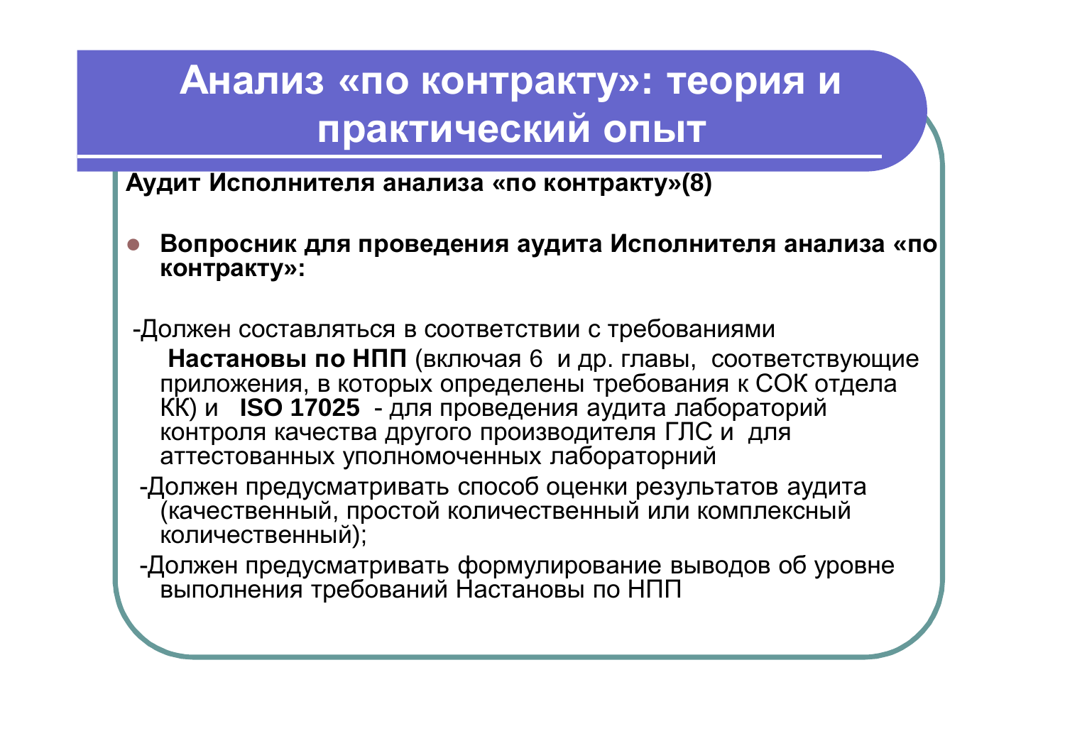# Анализ «по контракту»: теория и практический опыт

**Аудит Исполнителя анализа «по контракту»(8)**

- **Вопросник для проведения аудита Исполнителя анализа «по контракту»:**

-Должен составляться в соответствии с требованиями **Настановы по НПП** (включая 6 и др. главы, соответствующие приложения, в которых определены требования к СОК отдела КК) и **ISO 17025** - для проведения аудита лабораторий контроля качества другого производителя ГЛС и для аттестованных уполномоченных лабораторний

-Должен предусматривать способ оценки результатов аудита (качественный, простой количественный или комплексный количественный);

-Должен предусматривать формулирование выводов об уровне выполнения требований Настановы по НПП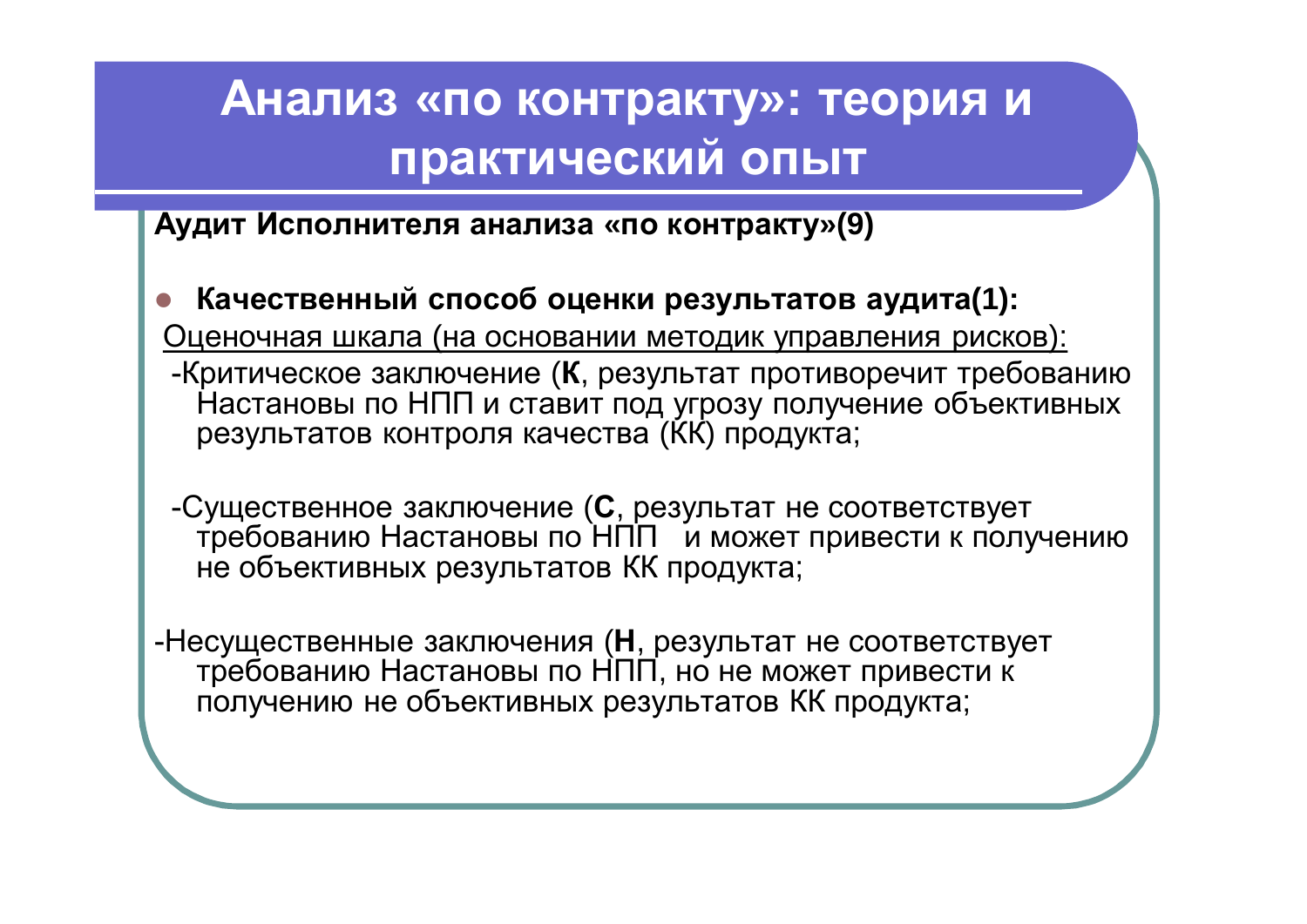# Анализ «по контракту»: теория и практический опыт

**Аудит Исполнителя анализа «по контракту»(9)**

- **Качественный способ оценки результатов аудита(1):**

Оценочная шкала (на основании методик управления рисков):

-Критическое заключение (**К**, результат противоречит требованию Настановы по НПП и ставит под угрозу получение объективных результатов контроля качества (КК) продукта;

-Существенное заключение (**С**, результат не соответствует требованию Настановы по НПП и может привести к получению не объективных результатов КК продукта;

-Несущественные заключения (**Н**, результат не соответствует требованию Настановы по НПП, но не может привести к получению не объективных результатов КК продукта;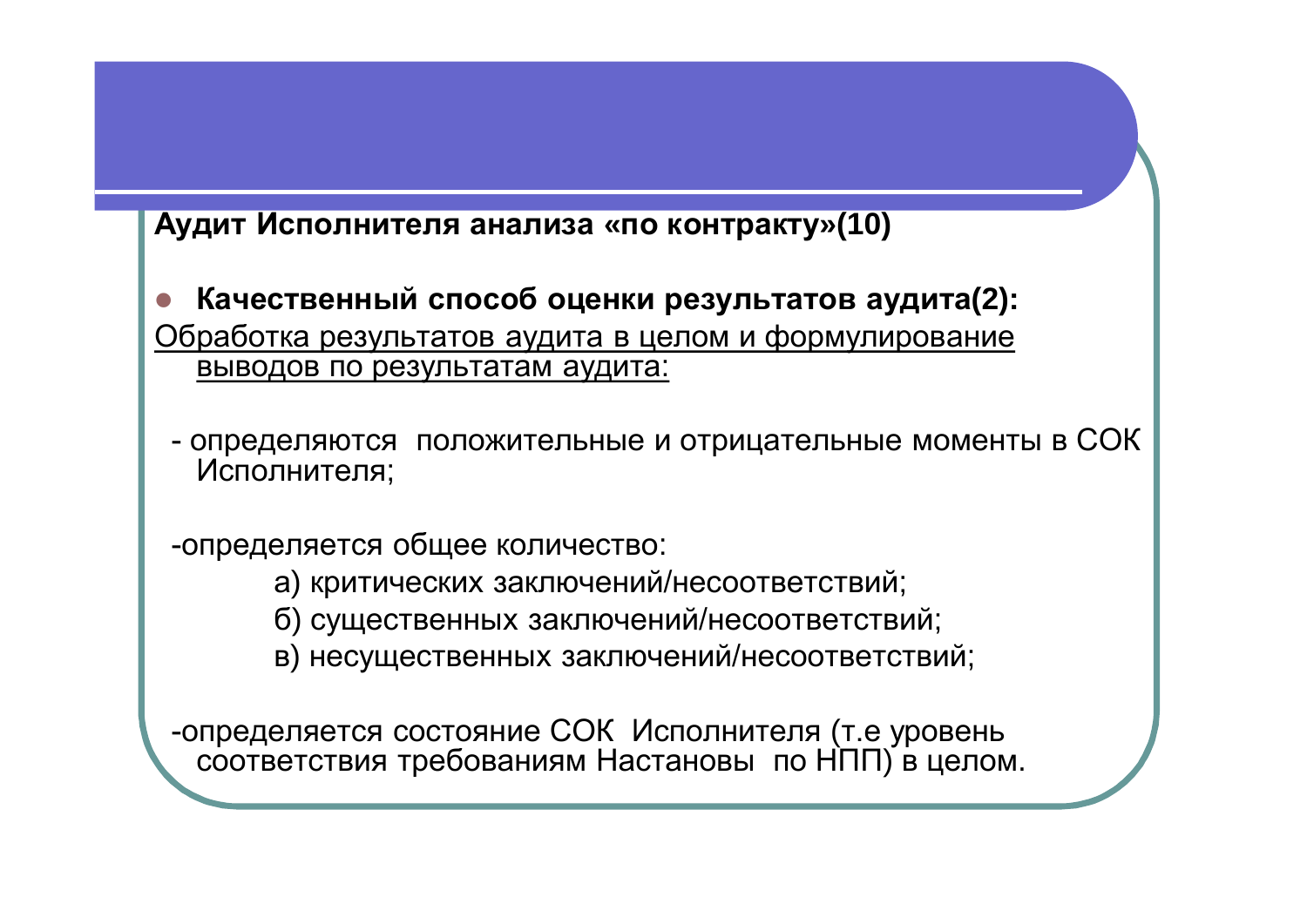**Аудит Исполнителя анализа «по контракту»(10)**

- **Качественный способ оценки результатов аудита(2):**

Обработка результатов аудита в целом и формулирование выводов по результатам аудита:

- определяются положительные и отрицательные моменты в СОК Исполнителя;

-определяется общее количество:

а) критических заключений/несоответствий;
б) существенных заключений/несоответствий;
в) несущественных заключений/несоответствий;

-определяется состояние СОК Исполнителя (т.е уровень соответствия требованиям Настановы по НПП) в целом.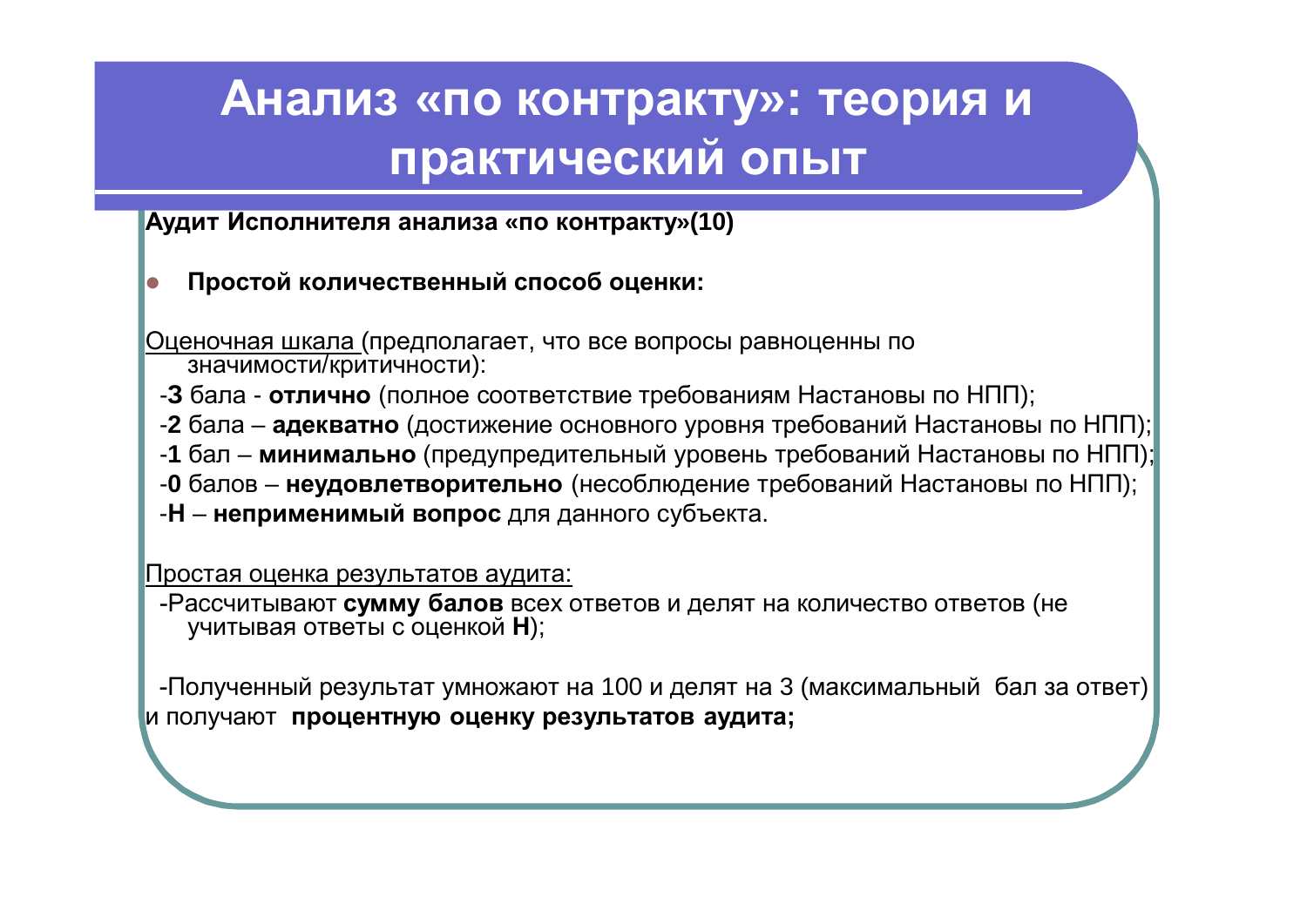# Анализ «по контракту»: теория и практический опыт

**Аудит Исполнителя анализа «по контракту»(10)**

- **Простой количественный способ оценки:**

Оценочная шкала (предполагает, что все вопросы равноценны по значимости/критичности):

- **3** бала - **отлично** (полное соответствие требованиям Настановы по НПП);
- **2** бала – **адекватно** (достижение основного уровня требований Настановы по НПП);
- **1** бал – **минимально** (предупредительный уровень требований Настановы по НПП);
- **0** балов – **неудовлетворительно** (несоблюдение требований Настановы по НПП);
- **Н** – **неприменимый вопрос** для данного субъекта.

Простая оценка результатов аудита:

- Рассчитывают **сумму балов** всех ответов и делят на количество ответов (не учитывая ответы с оценкой **Н**);

- Полученный результат умножают на 100 и делят на 3 (максимальный бал за ответ) и получают **процентную оценку результатов аудита;**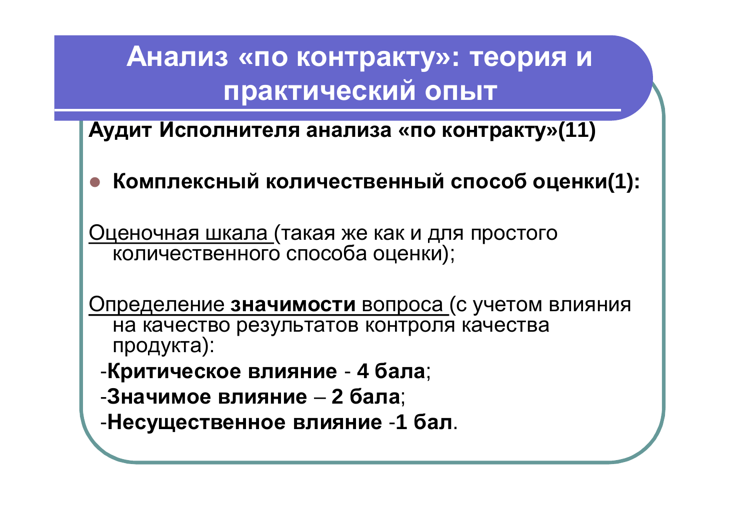# Анализ «по контракту»: теория и практический опыт

**Аудит Исполнителя анализа «по контракту»(11)**

- **Комплексный количественный способ оценки(1):**

Оценочная шкала (такая же как и для простого количественного способа оценки);

Определение **значимости** вопроса (с учетом влияния на качество результатов контроля качества продукта):

-**Критическое влияние** - **4 бала**;

-**Значимое влияние** – **2 бала**;

-**Несущественное влияние** -**1 бал**.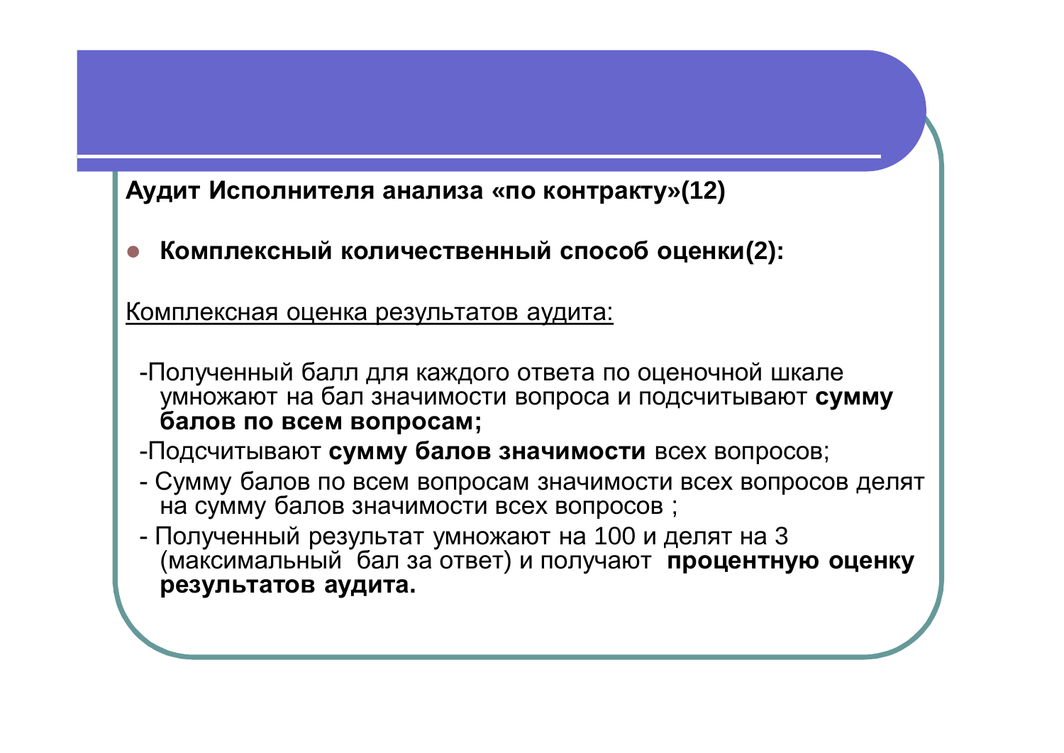**Аудит Исполнителя анализа «по контракту»(12)**

- **Комплексный количественный способ оценки(2):**

Комплексная оценка результатов аудита:

-Полученный балл для каждого ответа по оценочной шкале умножают на бал значимости вопроса и подсчитывают **сумму балов по всем вопросам;**

-Подсчитывают **сумму балов значимости** всех вопросов;

- Сумму балов по всем вопросам значимости всех вопросов делят на сумму балов значимости всех вопросов ;

- Полученный результат умножают на 100 и делят на 3 (максимальный бал за ответ) и получают **процентную оценку результатов аудита.**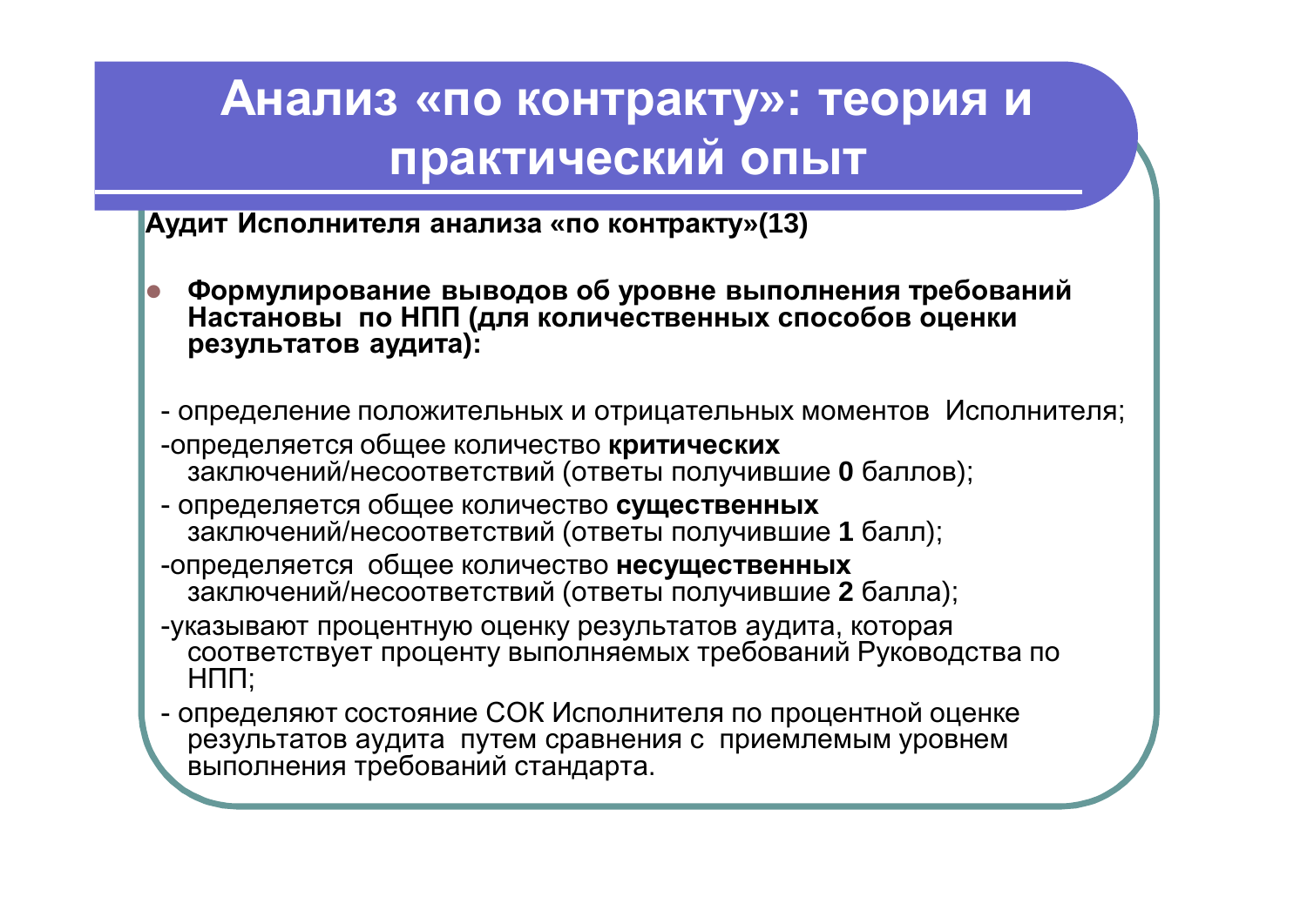# Анализ «по контракту»: теория и практический опыт

**Аудит Исполнителя анализа «по контракту»(13)**

- **Формулирование выводов об уровне выполнения требований Настановы по НПП (для количественных способов оценки результатов аудита):**

- определение положительных и отрицательных моментов Исполнителя;
- определяется общее количество **критических** заключений/несоответствий (ответы получившие **0** баллов);
- определяется общее количество **существенных** заключений/несоответствий (ответы получившие **1** балл);
- определяется общее количество **несущественных** заключений/несоответствий (ответы получившие **2** балла);
- указывают процентную оценку результатов аудита, которая соответствует проценту выполняемых требований Руководства по НПП;
- определяют состояние СОК Исполнителя по процентной оценке результатов аудита путем сравнения с приемлемым уровнем выполнения требований стандарта.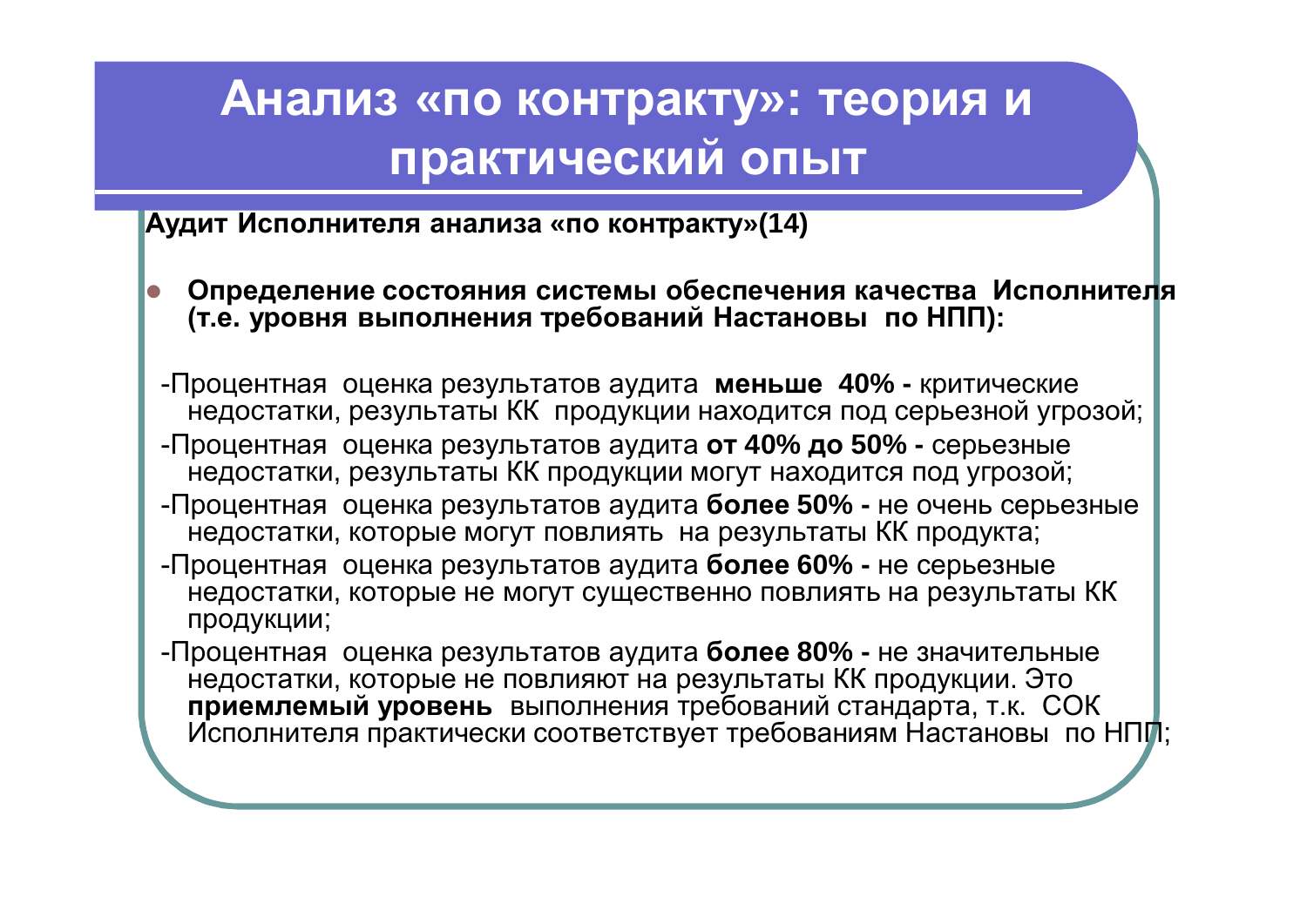# Анализ «по контракту»: теория и практический опыт

**Аудит Исполнителя анализа «по контракту»(14)**

- **Определение состояния системы обеспечения качества Исполнителя (т.е. уровня выполнения требований Настановы по НПП):**

-Процентная оценка результатов аудита **меньше 40% -** критические недостатки, результаты КК продукции находится под серьезной угрозой;

-Процентная оценка результатов аудита **от 40% до 50% -** серьезные недостатки, результаты КК продукции могут находится под угрозой;

-Процентная оценка результатов аудита **более 50% -** не очень серьезные недостатки, которые могут повлиять на результаты КК продукта;

-Процентная оценка результатов аудита **более 60% -** не серьезные недостатки, которые не могут существенно повлиять на результаты КК продукции;

-Процентная оценка результатов аудита **более 80% -** не значительные недостатки, которые не повлияют на результаты КК продукции. Это **приемлемый уровень** выполнения требований стандарта, т.к. СОК Исполнителя практически соответствует требованиям Настановы по НПП;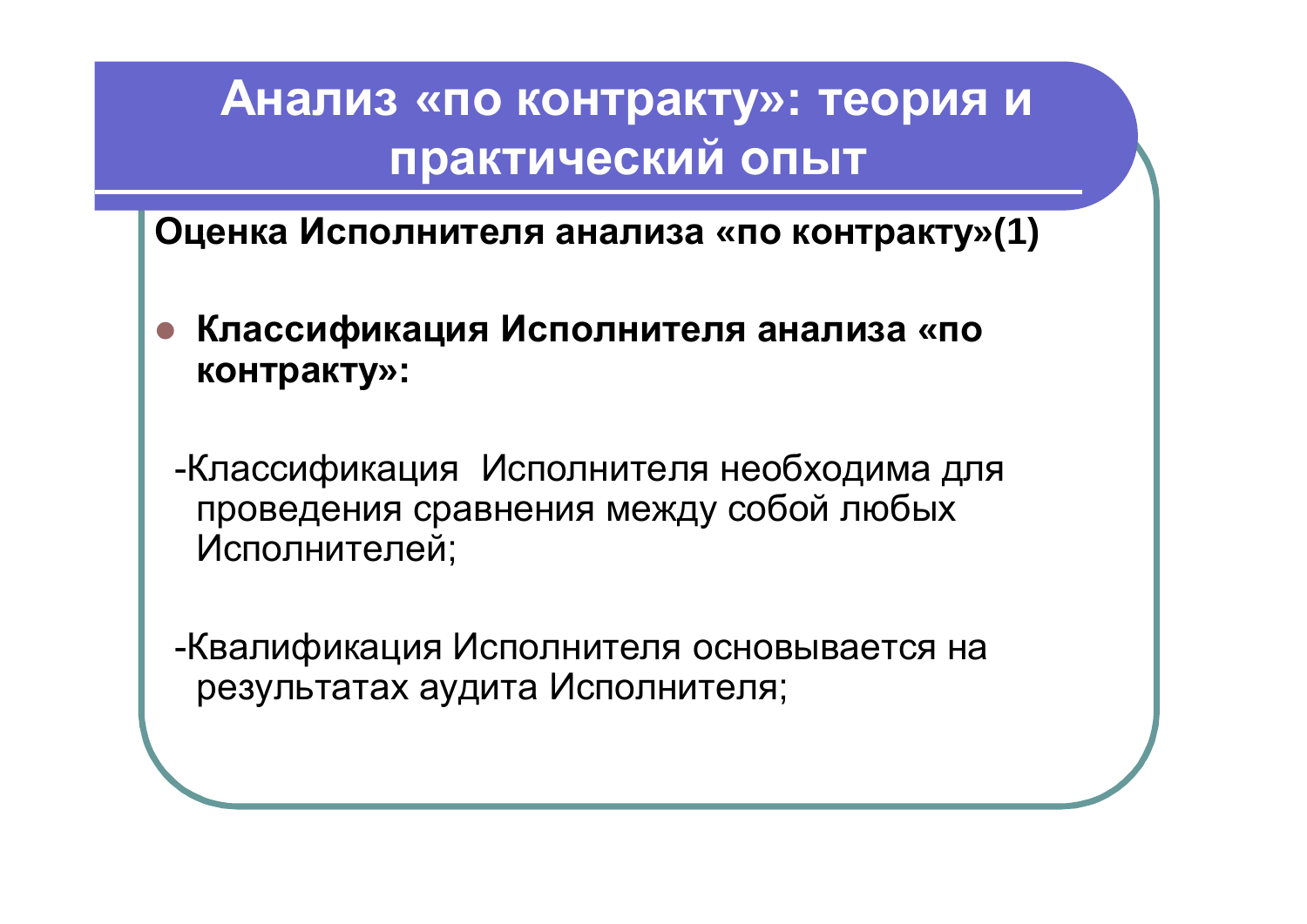# Анализ «по контракту»: теория и практический опыт

**Оценка Исполнителя анализа «по контракту»(1)**

- **Классификация Исполнителя анализа «по контракту»:**

-Классификация Исполнителя необходима для проведения сравнения между собой любых Исполнителей;

-Квалификация Исполнителя основывается на результатах аудита Исполнителя;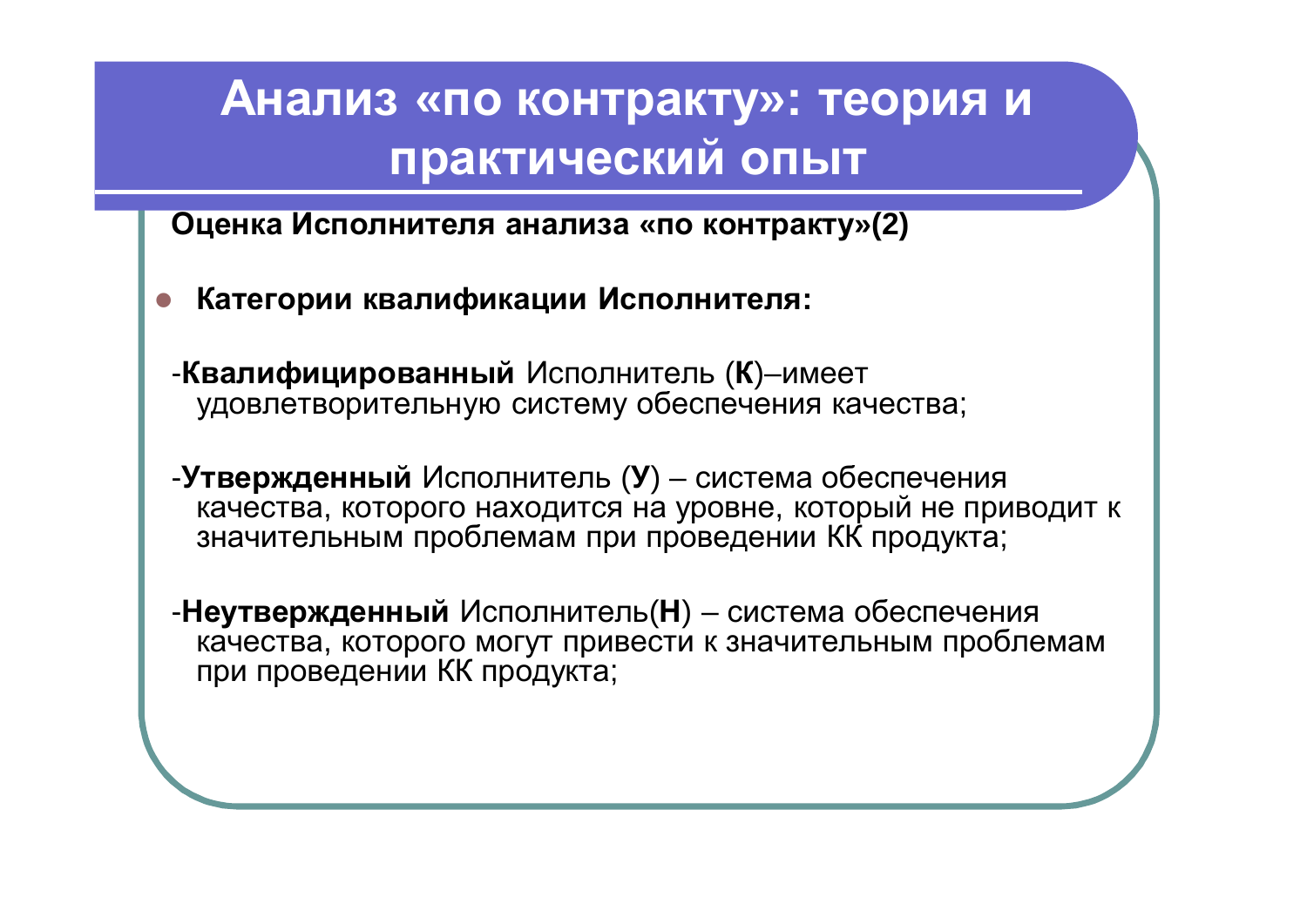# Анализ «по контракту»: теория и практический опыт

**Оценка Исполнителя анализа «по контракту»(2)**

- **Категории квалификации Исполнителя:**

-**Квалифицированный** Исполнитель (**К**)–имеет удовлетворительную систему обеспечения качества;

-**Утвержденный** Исполнитель (**У**) – система обеспечения качества, которого находится на уровне, который не приводит к значительным проблемам при проведении КК продукта;

-**Неутвержденный** Исполнитель(**Н**) – система обеспечения качества, которого могут привести к значительным проблемам при проведении КК продукта;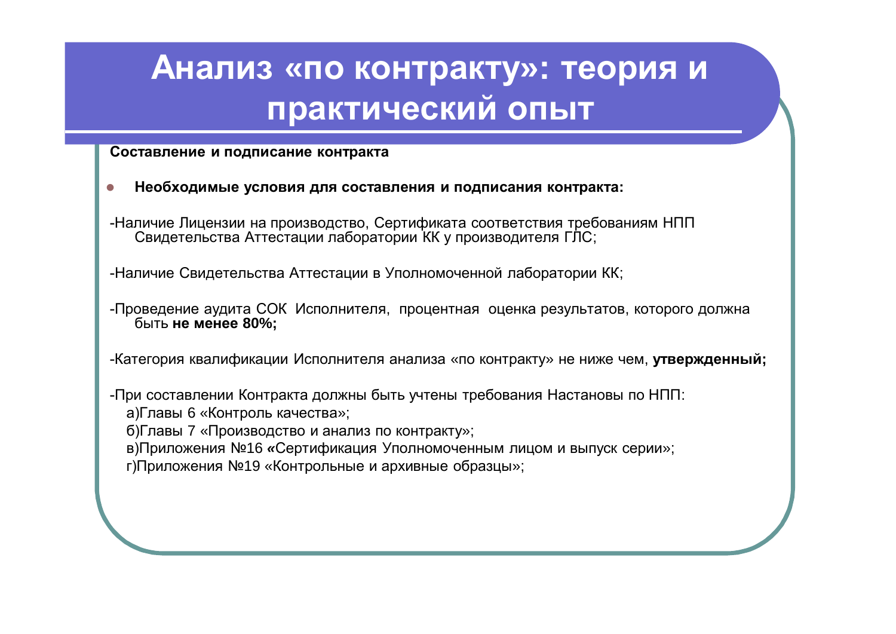# Анализ «по контракту»: теория и практический опыт

**Составление и подписание контракта**

- **Необходимые условия для составления и подписания контракта:**

-Наличие Лицензии на производство, Сертификата соответствия требованиям НПП Свидетельства Аттестации лаборатории КК у производителя ГЛС;

-Наличие Свидетельства Аттестации в Уполномоченной лаборатории КК;

-Проведение аудита СОК Исполнителя, процентная оценка результатов, которого должна быть **не менее 80%;**

-Категория квалификации Исполнителя анализа «по контракту» не ниже чем, **утвержденный;**

-При составлении Контракта должны быть учтены требования Настановы по НПП:

а)Главы 6 «Контроль качества»;

б)Главы 7 «Производство и анализ по контракту»;

в)Приложения №16 **«**Сертификация Уполномоченным лицом и выпуск серии»;

г)Приложения №19 «Контрольные и архивные образцы»;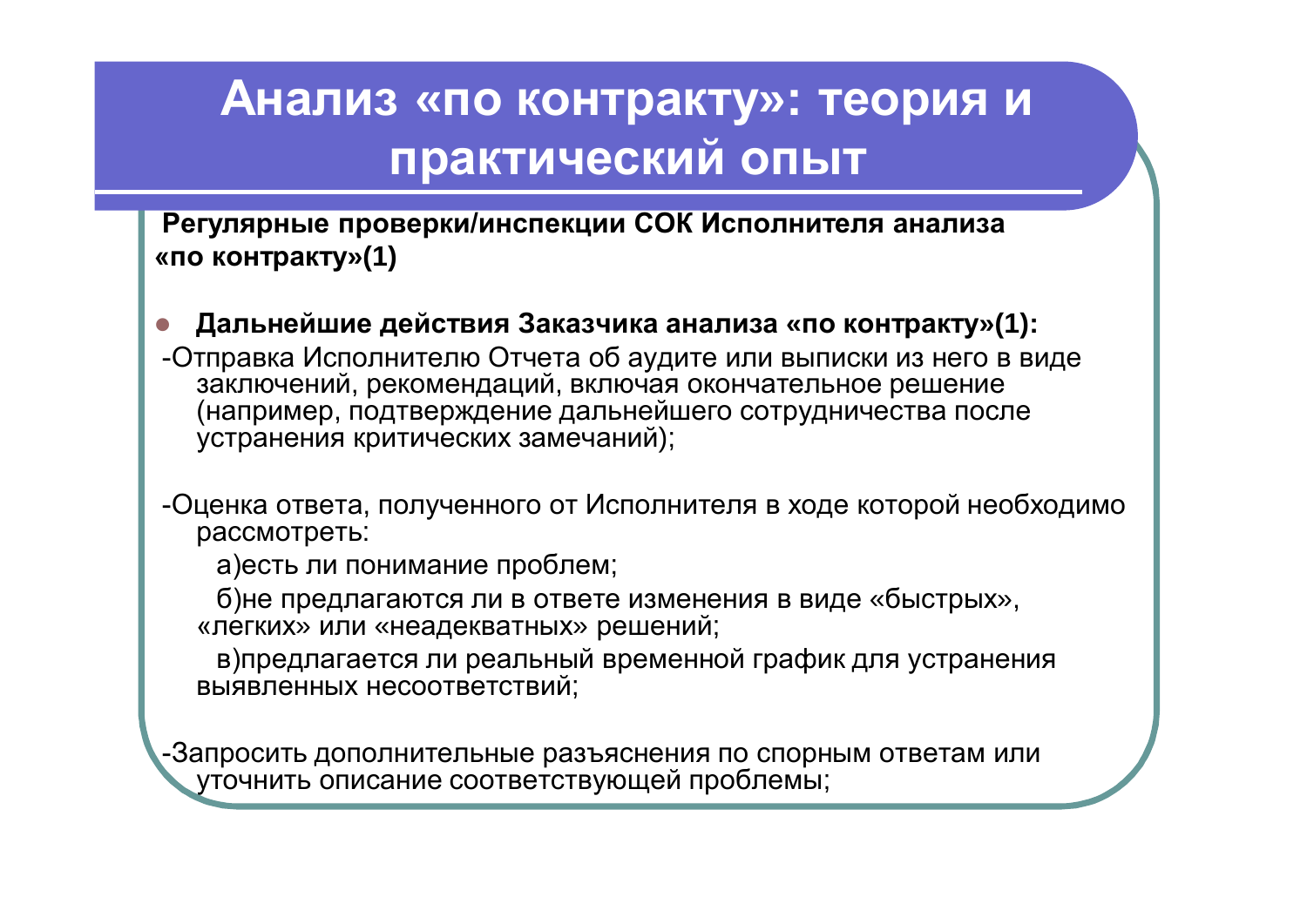# Анализ «по контракту»: теория и практический опыт

**Регулярные проверки/инспекции СОК Исполнителя анализа «по контракту»(1)**

- **Дальнейшие действия Заказчика анализа «по контракту»(1):**

-Отправка Исполнителю Отчета об аудите или выписки из него в виде заключений, рекомендаций, включая окончательное решение (например, подтверждение дальнейшего сотрудничества после устранения критических замечаний);

-Оценка ответа, полученного от Исполнителя в ходе которой необходимо рассмотреть:

а)есть ли понимание проблем;

б)не предлагаются ли в ответе изменения в виде «быстрых», «легких» или «неадекватных» решений;

в)предлагается ли реальный временной график для устранения выявленных несоответствий;

-Запросить дополнительные разъяснения по спорным ответам или уточнить описание соответствующей проблемы;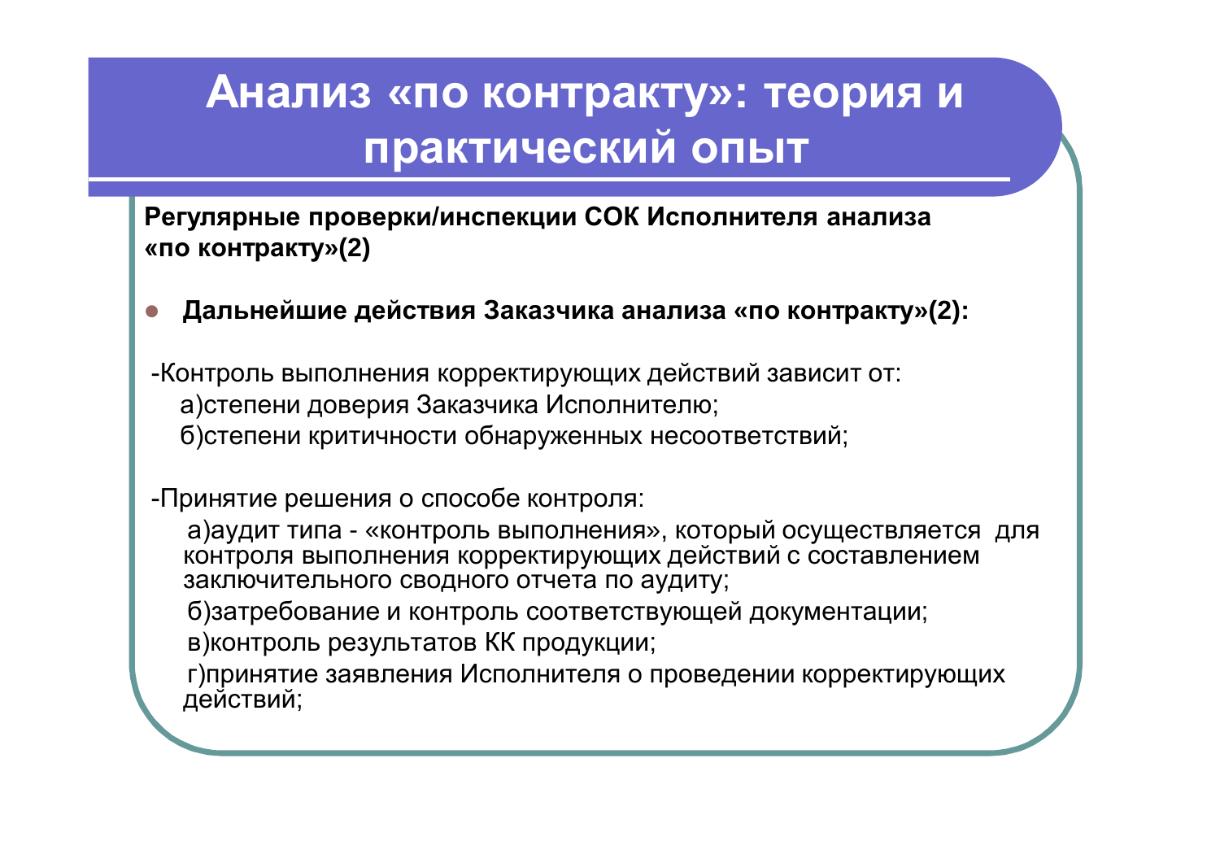# Анализ «по контракту»: теория и практический опыт

**Регулярные проверки/инспекции СОК Исполнителя анализа «по контракту»(2)**

- **Дальнейшие действия Заказчика анализа «по контракту»(2):**

-Контроль выполнения корректирующих действий зависит от:

а)степени доверия Заказчика Исполнителю;

б)степени критичности обнаруженных несоответствий;

-Принятие решения о способе контроля:

а)аудит типа - «контроль выполнения», который осуществляется для контроля выполнения корректирующих действий с составлением заключительного сводного отчета по аудиту;

б)затребование и контроль соответствующей документации;

в)контроль результатов КК продукции;

г)принятие заявления Исполнителя о проведении корректирующих действий;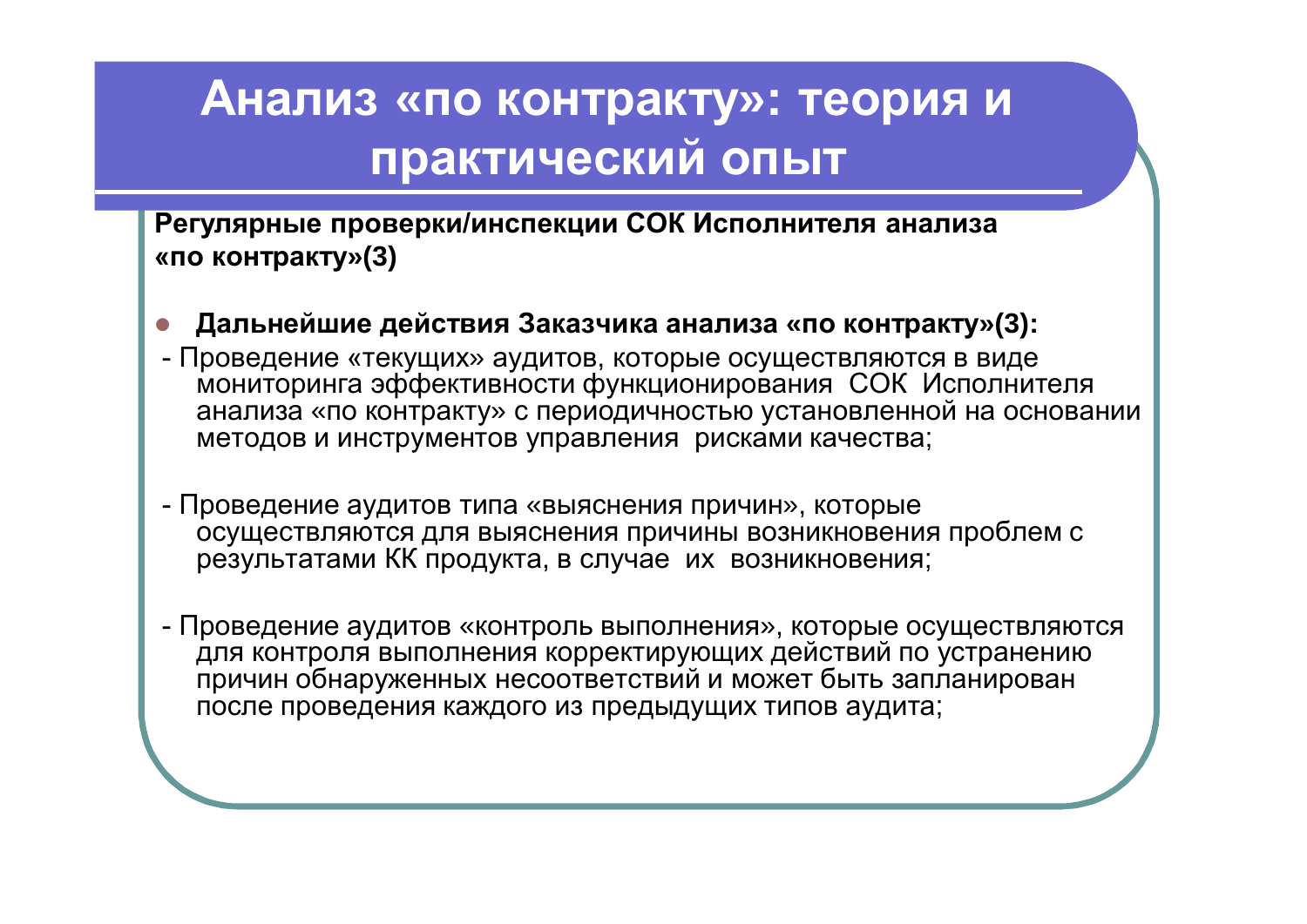# Анализ «по контракту»: теория и практический опыт

**Регулярные проверки/инспекции СОК Исполнителя анализа «по контракту»(3)**

- **Дальнейшие действия Заказчика анализа «по контракту»(3):**

- Проведение «текущих» аудитов, которые осуществляются в виде мониторинга эффективности функционирования СОК Исполнителя анализа «по контракту» с периодичностью установленной на основании методов и инструментов управления рисками качества;

- Проведение аудитов типа «выяснения причин», которые осуществляются для выяснения причины возникновения проблем с результатами КК продукта, в случае их возникновения;

- Проведение аудитов «контроль выполнения», которые осуществляются для контроля выполнения корректирующих действий по устранению причин обнаруженных несоответствий и может быть запланирован после проведения каждого из предыдущих типов аудита;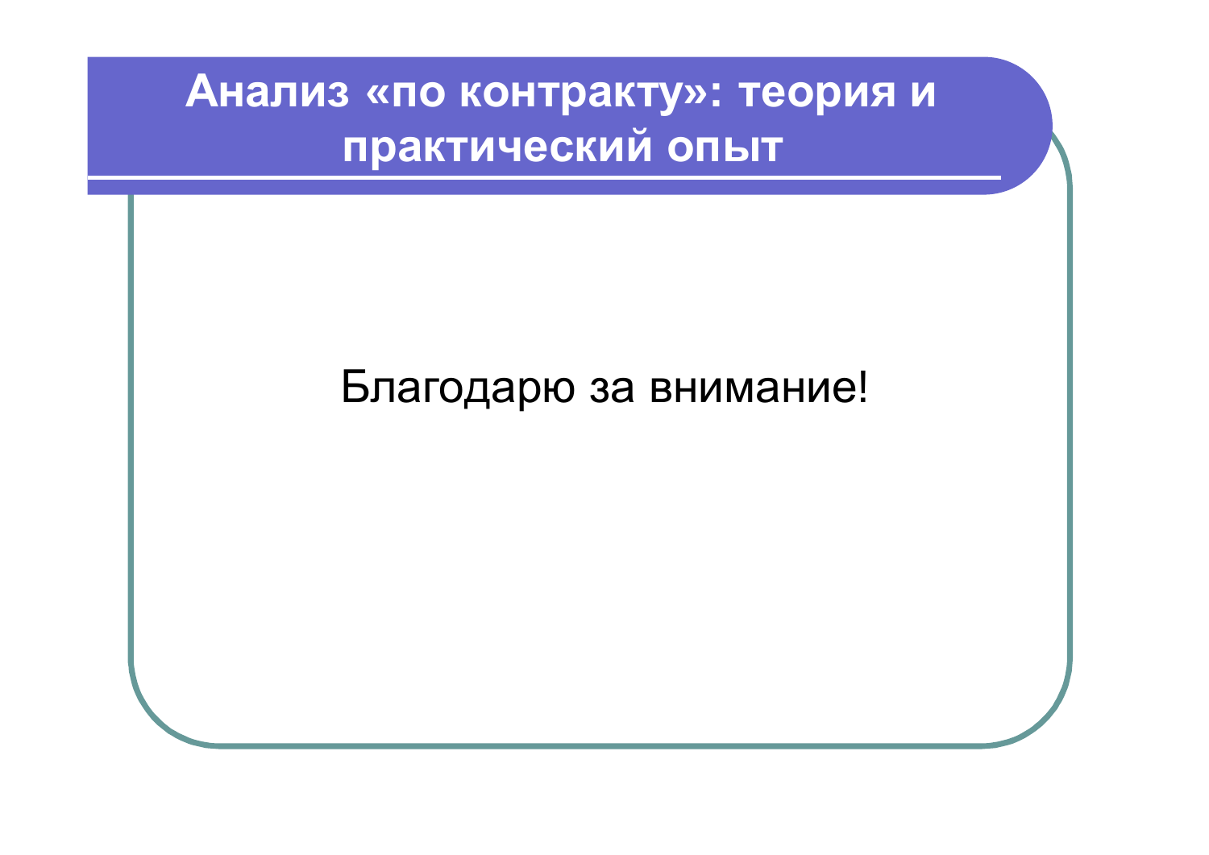# Анализ «по контракту»: теория и практический опыт

Благодарю за внимание!